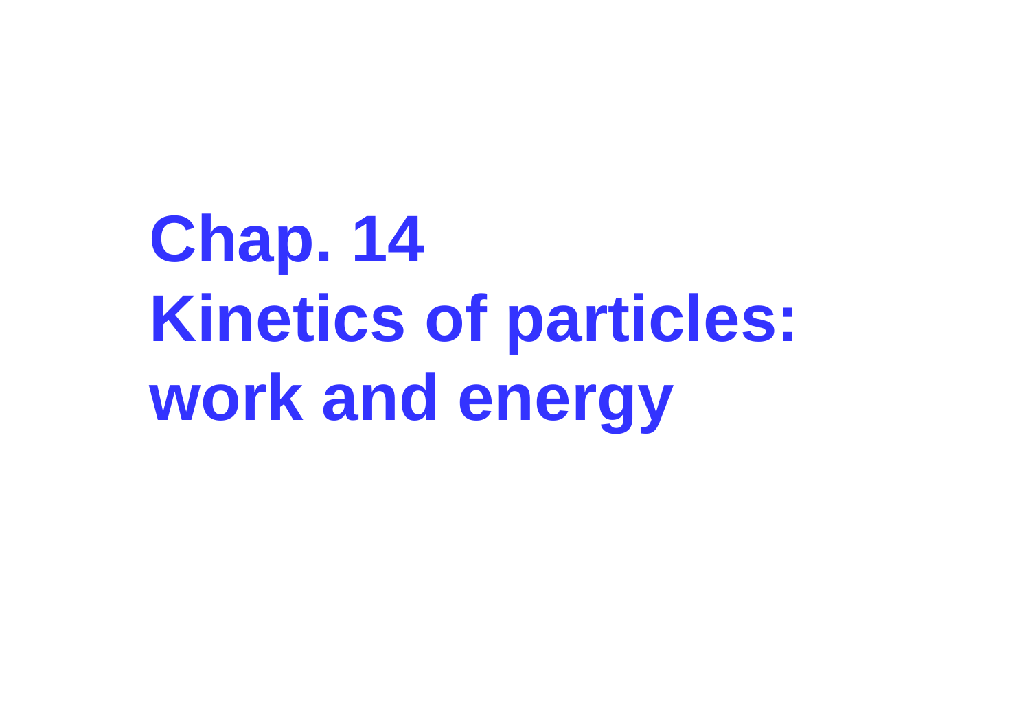# Chap. 14
# Kinetics of particles: work and energy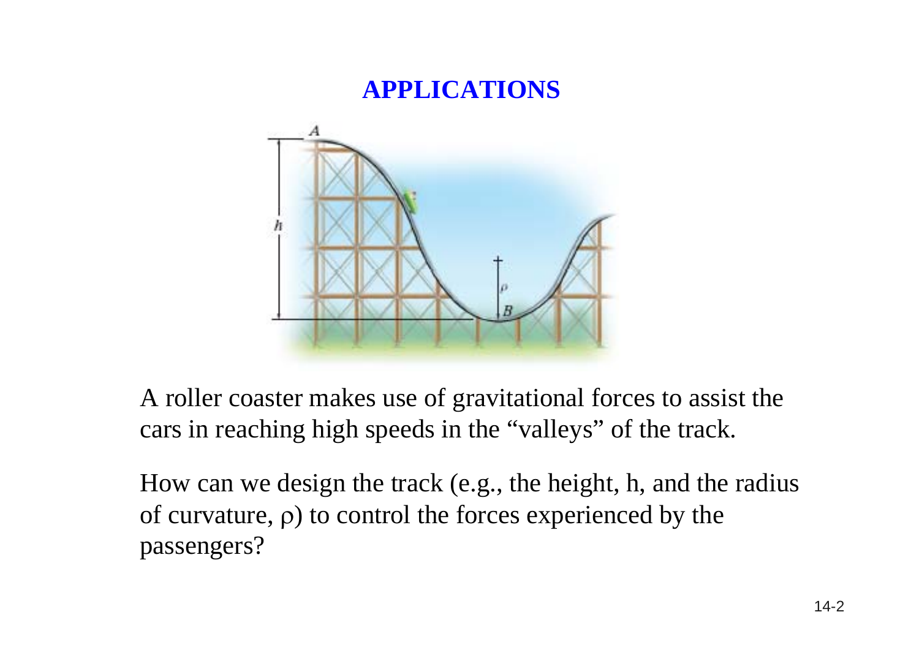# APPLICATIONS

A roller coaster makes use of gravitational forces to assist the cars in reaching high speeds in the "valleys" of the track.

How can we design the track (e.g., the height, h, and the radius of curvature, $\rho$) to control the forces experienced by the passengers?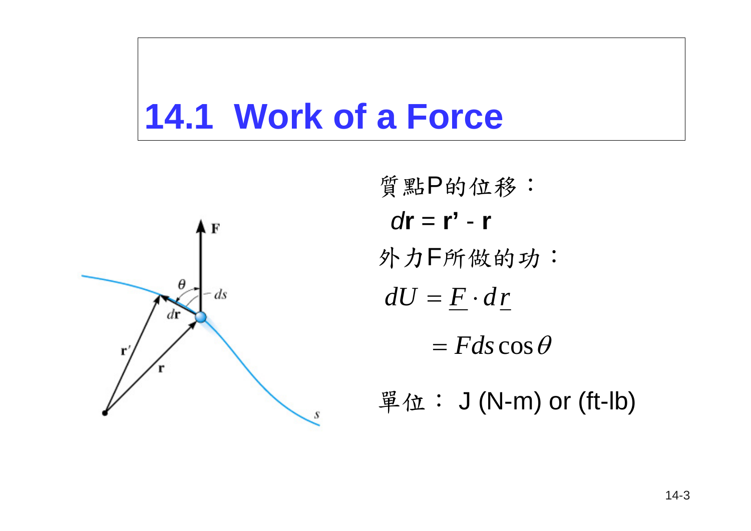# 14.1 Work of a Force

質點P的位移：

$d\mathbf{r} = \mathbf{r}' - \mathbf{r}$

外力F所做的功：

$$dU = \underline{F} \cdot d\underline{r}$$

$$= F ds \cos\theta$$

單位： J (N-m) or (ft-lb)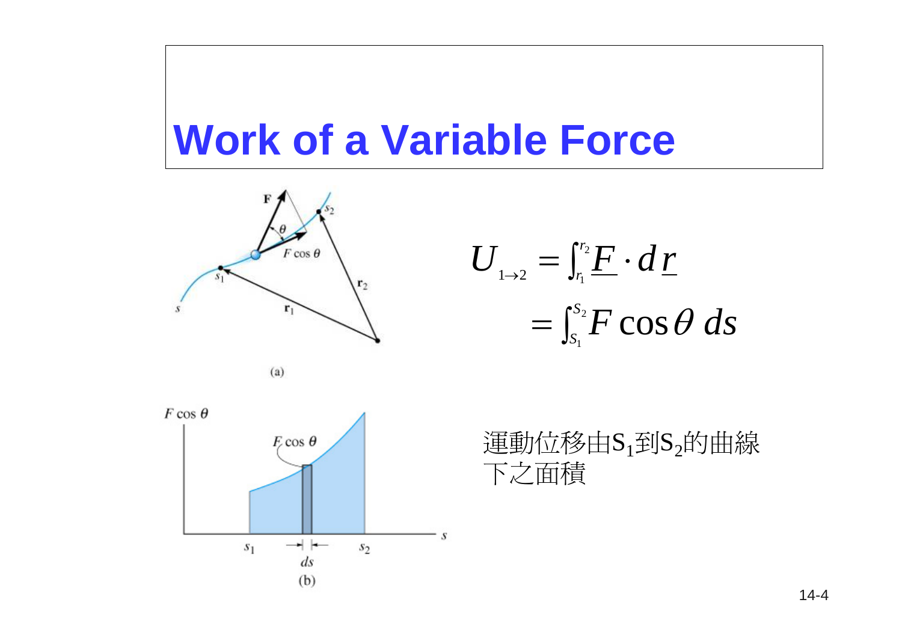# Work of a Variable Force

$$U_{1\rightarrow 2} = \int_{r_1}^{r_2} \underline{F} \cdot d\,\underline{r}$$

$$= \int_{S_1}^{S_2} F\cos\theta \, ds$$

運動位移由$S_1$到$S_2$的曲線下之面積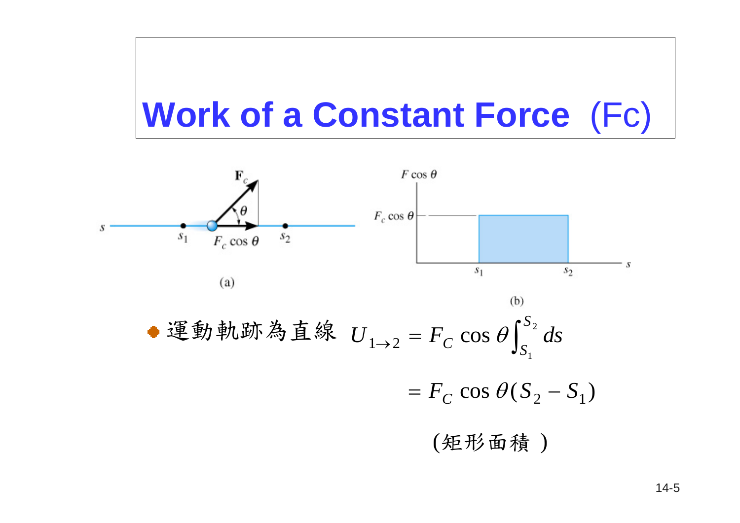# Work of a Constant Force (Fc)

(a)

(b)

- 運動軌跡為直線 $U_{1\to 2} = F_C \cos\theta \int_{S_1}^{S_2} ds$

$$= F_C \cos\theta (S_2 - S_1)$$

(矩形面積 )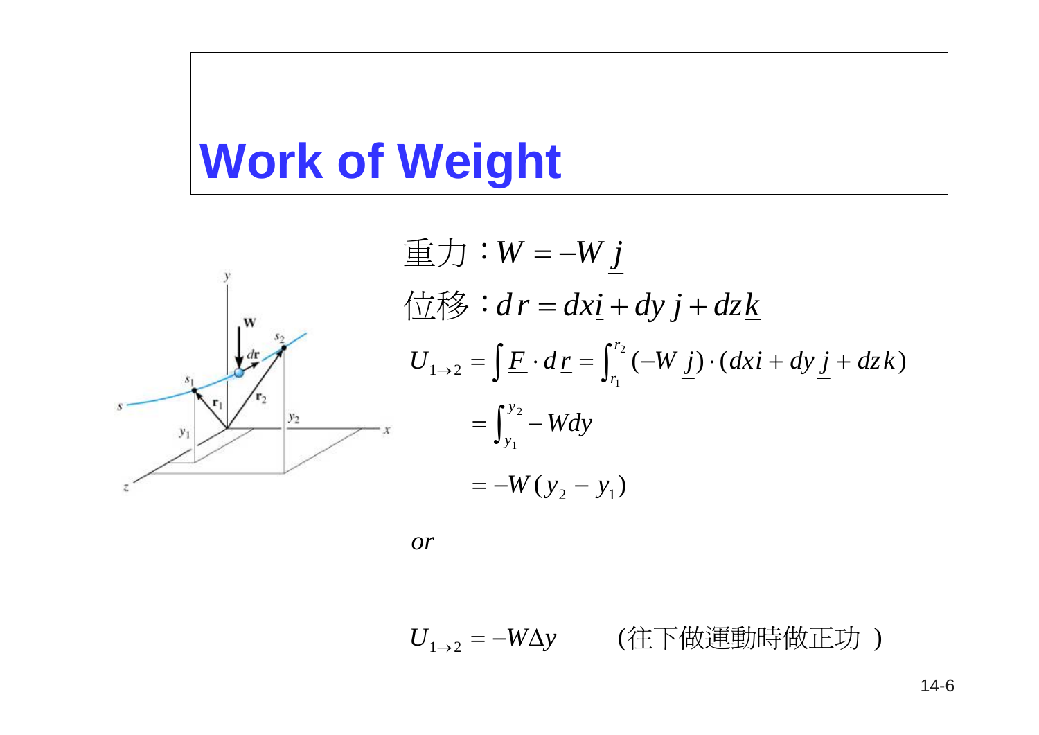# Work of Weight

重力：$\underline{W} = -W\,\underline{j}$

位移：$d\,\underline{r} = dx\underline{i} + dy\,\underline{j} + dz\,\underline{k}$

$$U_{1\to 2} = \int \underline{F} \cdot d\,\underline{r} = \int_{r_1}^{r_2} (-W\,\underline{j}) \cdot (dx\underline{i} + dy\,\underline{j} + dz\,\underline{k})$$

$$= \int_{y_1}^{y_2} -W dy$$

$$= -W(y_2 - y_1)$$

*or*

$$U_{1\to 2} = -W\Delta y \qquad \text{(往下做運動時做正功)}$$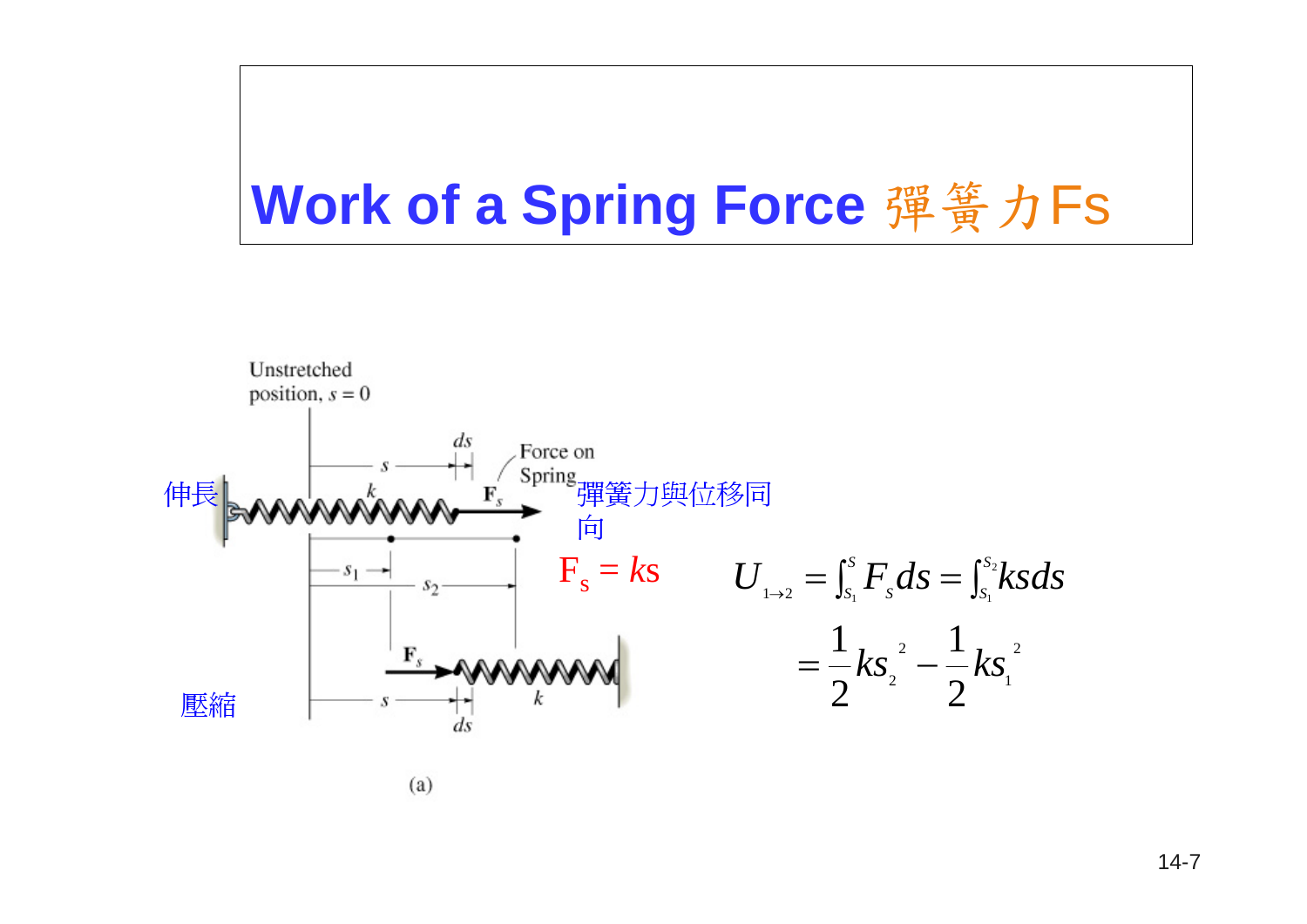# Work of a Spring Force 彈簧力Fs

伸長

彈簧力與位移同向

$F_s = ks$

壓縮

$$U_{1\to 2} = \int_{S_1}^{S} F_s\, ds = \int_{S_1}^{S_2} ks\, ds$$

$$= \frac{1}{2}ks_2^{\,2} - \frac{1}{2}ks_1^{\,2}$$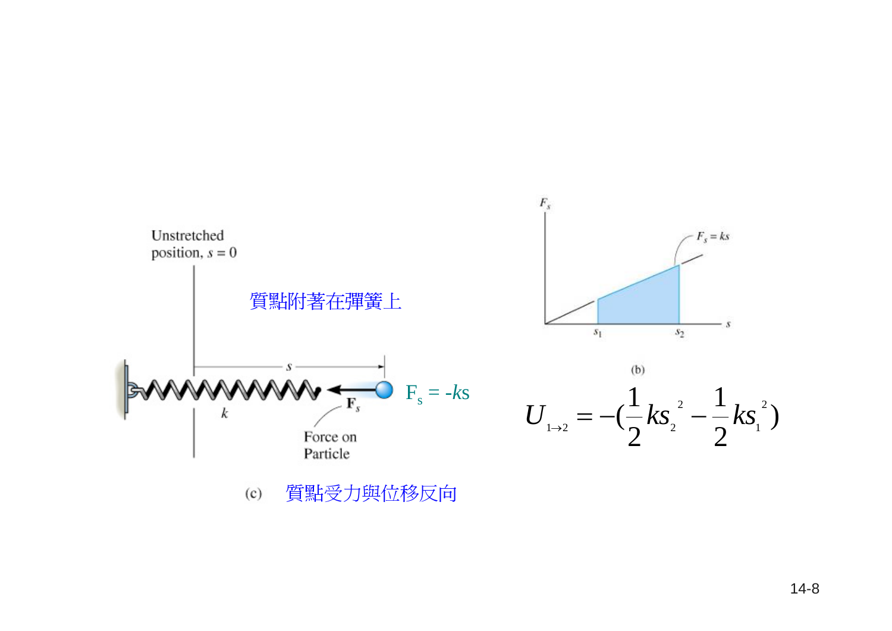Unstretched position, $s = 0$

質點附著在彈簧上

$F_s = -ks$

Force on Particle

(c) 質點受力與位移反向

$F_s = ks$

(b)

$$U_{1\to 2} = -\left(\frac{1}{2}ks_2^{\,2} - \frac{1}{2}ks_1^{\,2}\right)$$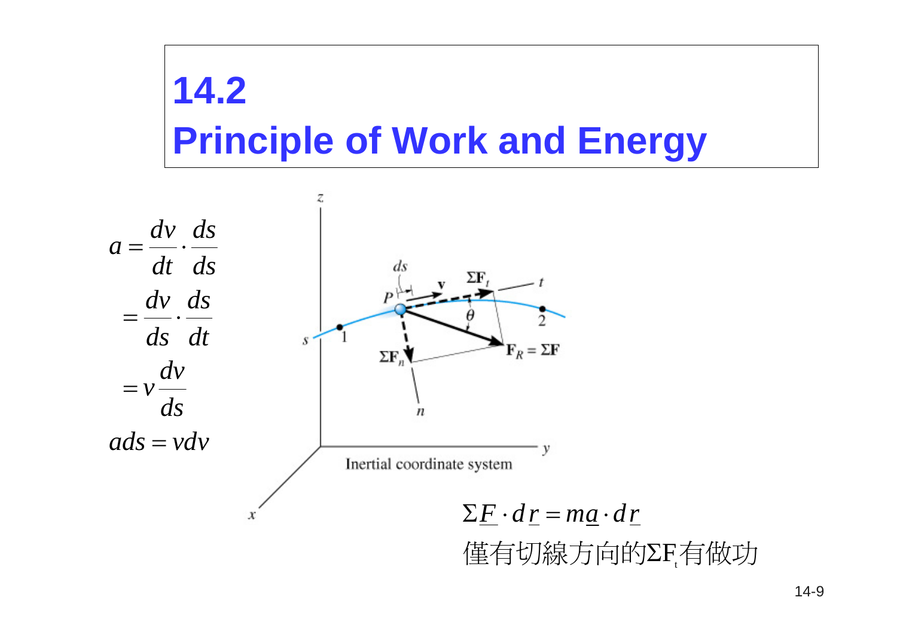# 14.2 Principle of Work and Energy

$$a = \frac{dv}{dt} \cdot \frac{ds}{ds}$$

$$= \frac{dv}{ds} \cdot \frac{ds}{dt}$$

$$= v\frac{dv}{ds}$$

$$a\,ds = v\,dv$$

$$\Sigma \underline{F} \cdot d\underline{r} = m\underline{a} \cdot d\underline{r}$$

僅有切線方向的$\Sigma F_t$有做功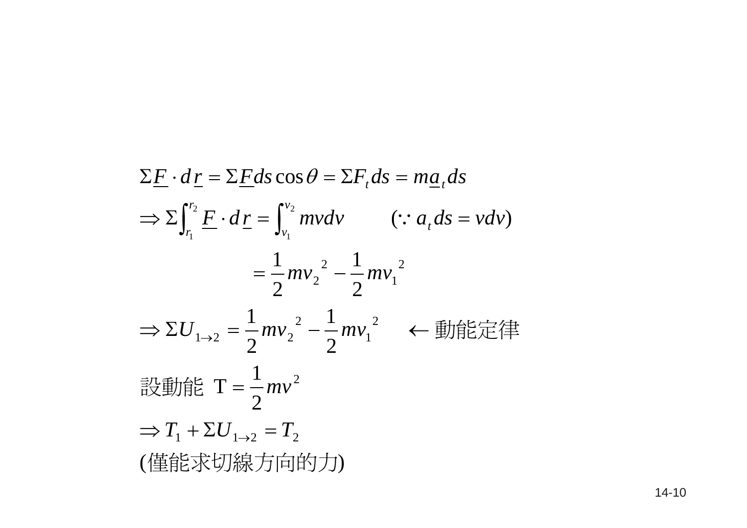$$\Sigma \underline{F} \cdot d\underline{r} = \Sigma \underline{F} ds \cos\theta = \Sigma F_t ds = m\underline{a}_t ds$$

$$\Rightarrow \Sigma \int_{r_1}^{r_2} \underline{F} \cdot d\underline{r} = \int_{v_1}^{v_2} mv dv \qquad (\because a_t ds = v dv)$$

$$= \frac{1}{2} m {v_2}^2 - \frac{1}{2} m {v_1}^2$$

$$\Rightarrow \Sigma U_{1\rightarrow 2} = \frac{1}{2} m {v_2}^2 - \frac{1}{2} m {v_1}^2 \quad \leftarrow \text{動能定律}$$

設動能 $\mathrm{T} = \frac{1}{2} m v^2$

$$\Rightarrow T_1 + \Sigma U_{1\rightarrow 2} = T_2$$

(僅能求切線方向的力)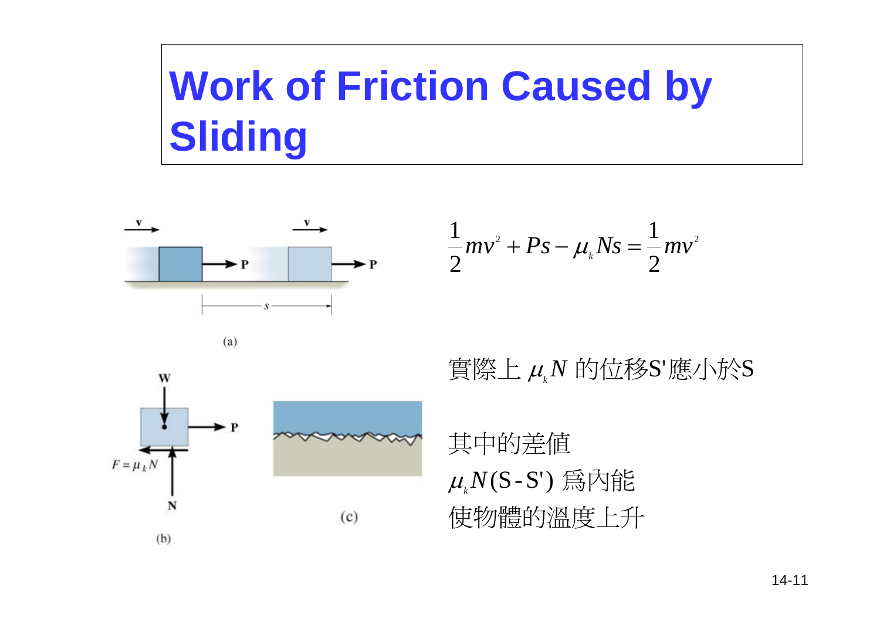# Work of Friction Caused by Sliding

$$\frac{1}{2}mv^2 + Ps - \mu_k Ns = \frac{1}{2}mv^2$$

實際上 $\mu_k N$ 的位移S'應小於S

其中的差値

$\mu_k N$(S-S') 爲內能

使物體的溫度上升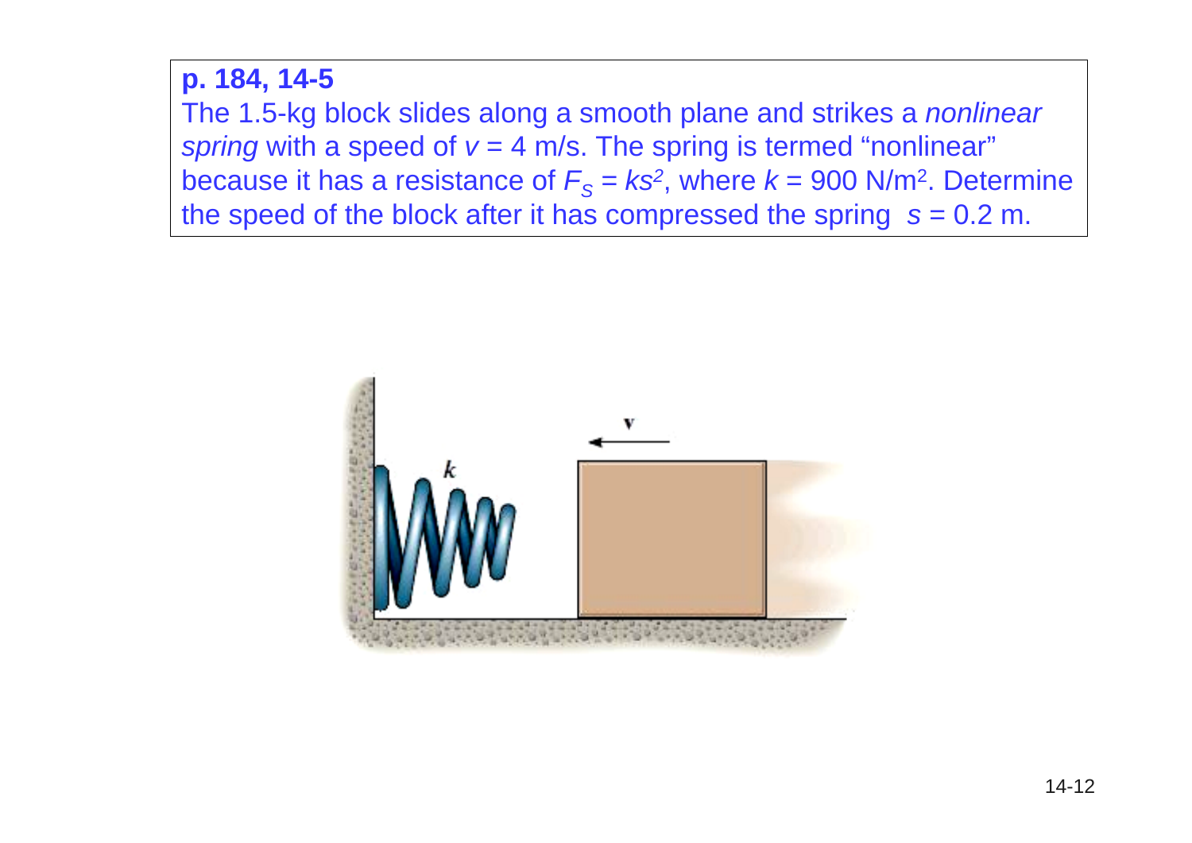**p. 184, 14-5**

The 1.5-kg block slides along a smooth plane and strikes a *nonlinear spring* with a speed of $v$ = 4 m/s. The spring is termed "nonlinear" because it has a resistance of $F_S = ks^2$, where $k$ = 900 N/m$^2$. Determine the speed of the block after it has compressed the spring $s$ = 0.2 m.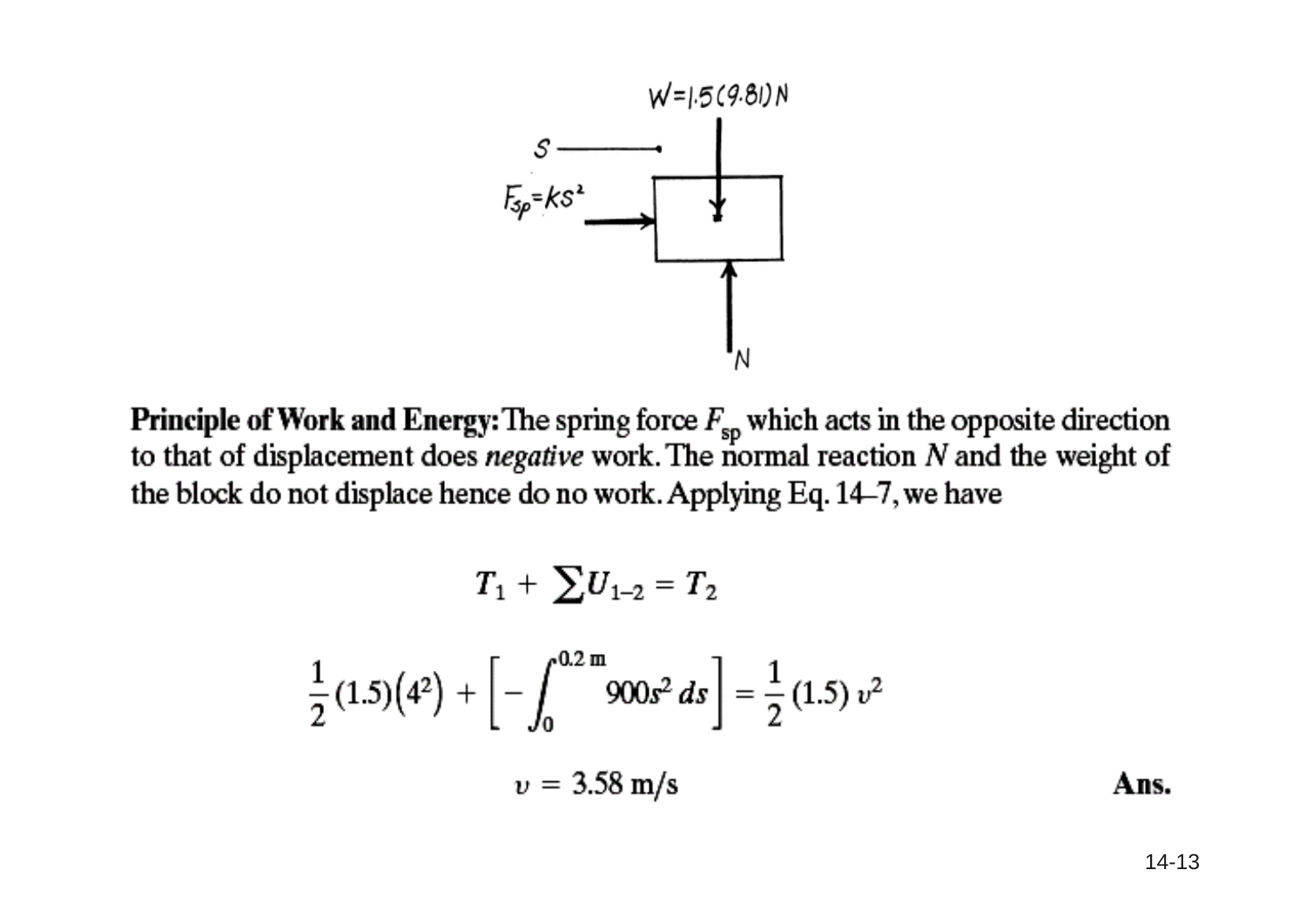$W = 1.5(9.81)$ N

$s$

$F_{sp} = ks^2$

$N$

**Principle of Work and Energy:** The spring force $F_{sp}$ which acts in the opposite direction to that of displacement does *negative* work. The normal reaction $N$ and the weight of the block do not displace hence do no work. Applying Eq. 14–7, we have

$$T_1 + \sum U_{1-2} = T_2$$

$$\frac{1}{2}(1.5)(4^2) + \left[-\int_0^{0.2\text{ m}} 900s^2\,ds\right] = \frac{1}{2}(1.5)\,v^2$$

$$v = 3.58\text{ m/s}$$ **Ans.**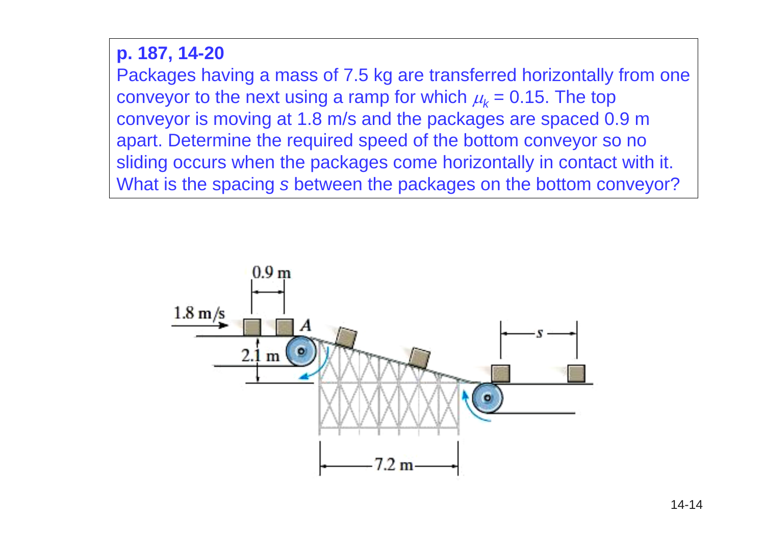**p. 187, 14-20**

Packages having a mass of 7.5 kg are transferred horizontally from one conveyor to the next using a ramp for which $\mu_k = 0.15$. The top conveyor is moving at 1.8 m/s and the packages are spaced 0.9 m apart. Determine the required speed of the bottom conveyor so no sliding occurs when the packages come horizontally in contact with it. What is the spacing $s$ between the packages on the bottom conveyor?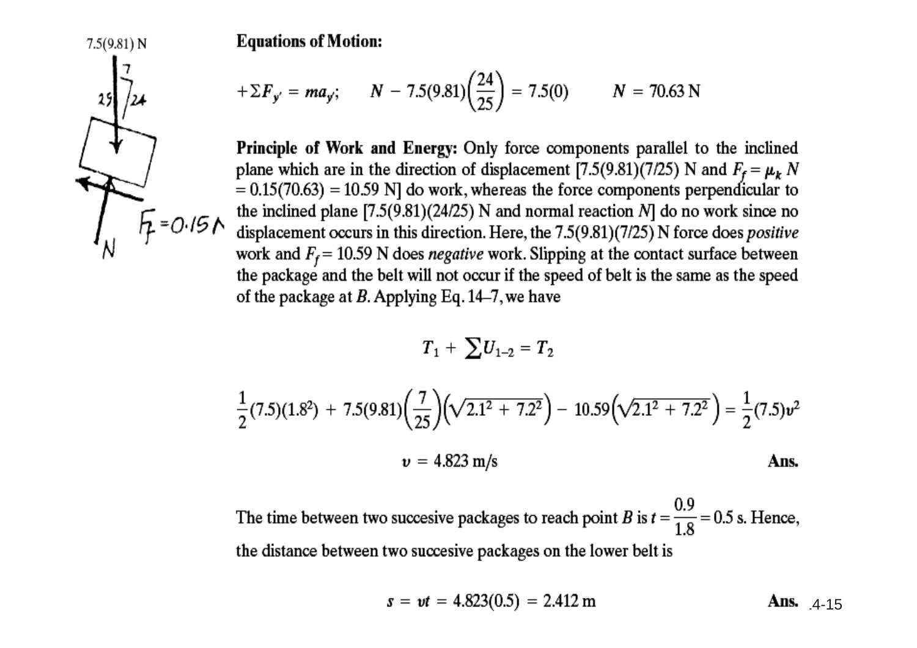**Equations of Motion:**

$$+\Sigma F_{y'} = ma_{y'}; \qquad N - 7.5(9.81)\left(\frac{24}{25}\right) = 7.5(0) \qquad N = 70.63\text{ N}$$

**Principle of Work and Energy:** Only force components parallel to the inclined plane which are in the direction of displacement [7.5(9.81)(7/25) N and $F_f = \mu_k N = 0.15(70.63) = 10.59$ N] do work, whereas the force components perpendicular to the inclined plane [7.5(9.81)(24/25) N and normal reaction $N$] do no work since no displacement occurs in this direction. Here, the 7.5(9.81)(7/25) N force does *positive* work and $F_f = 10.59$ N does *negative* work. Slipping at the contact surface between the package and the belt will not occur if the speed of belt is the same as the speed of the package at $B$. Applying Eq. 14–7, we have

$$T_1 + \sum U_{1-2} = T_2$$

$$\frac{1}{2}(7.5)(1.8^2) + 7.5(9.81)\left(\frac{7}{25}\right)\left(\sqrt{2.1^2 + 7.2^2}\right) - 10.59\left(\sqrt{2.1^2 + 7.2^2}\right) = \frac{1}{2}(7.5)v^2$$

$$v = 4.823\text{ m/s} \qquad \textbf{Ans.}$$

The time between two succesive packages to reach point $B$ is $t = \dfrac{0.9}{1.8} = 0.5$ s. Hence, the distance between two succesive packages on the lower belt is

$$s = vt = 4.823(0.5) = 2.412\text{ m} \qquad \textbf{Ans.}$$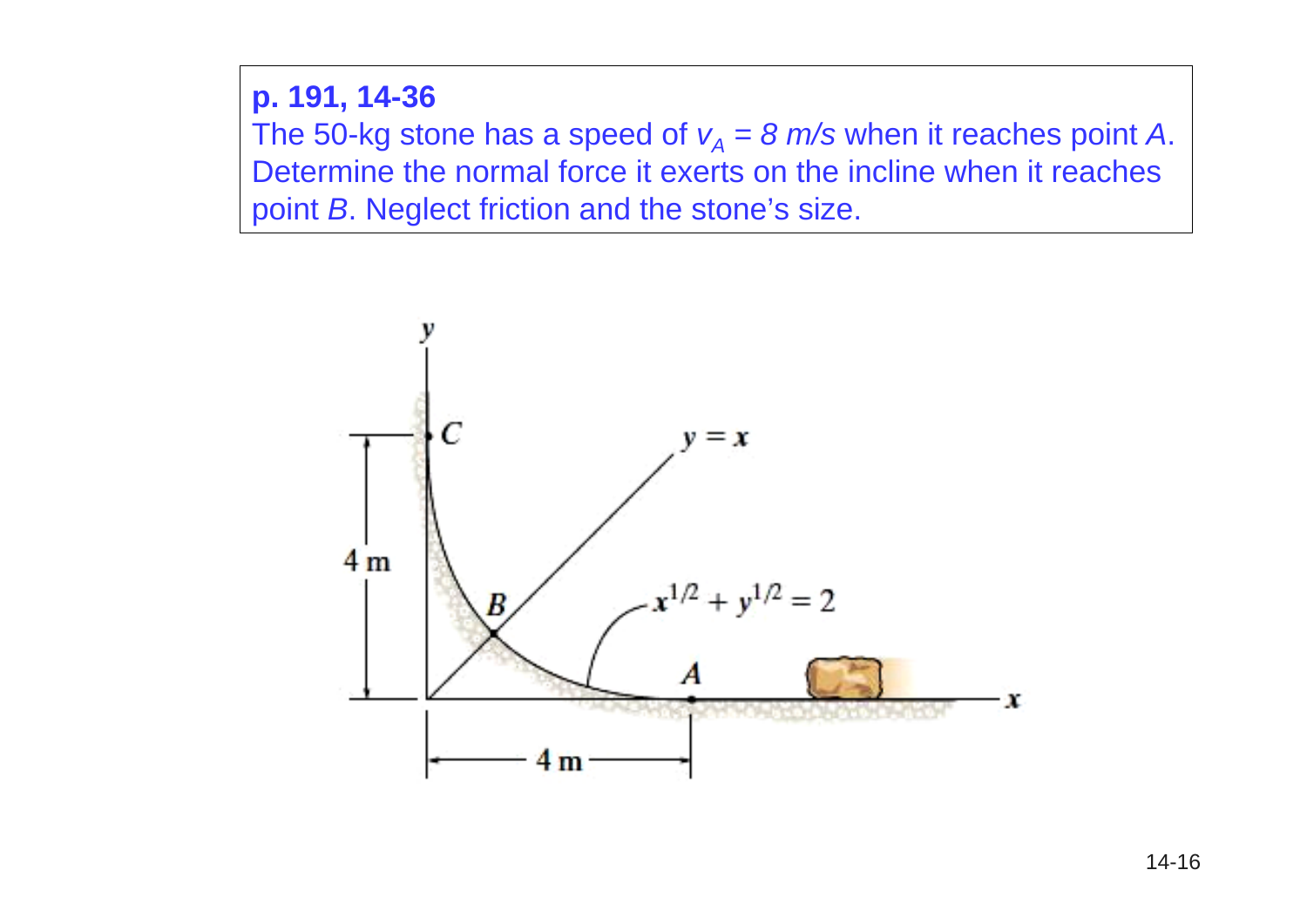**p. 191, 14-36**

The 50-kg stone has a speed of $v_A$ = *8 m/s* when it reaches point *A*. Determine the normal force it exerts on the incline when it reaches point *B*. Neglect friction and the stone's size.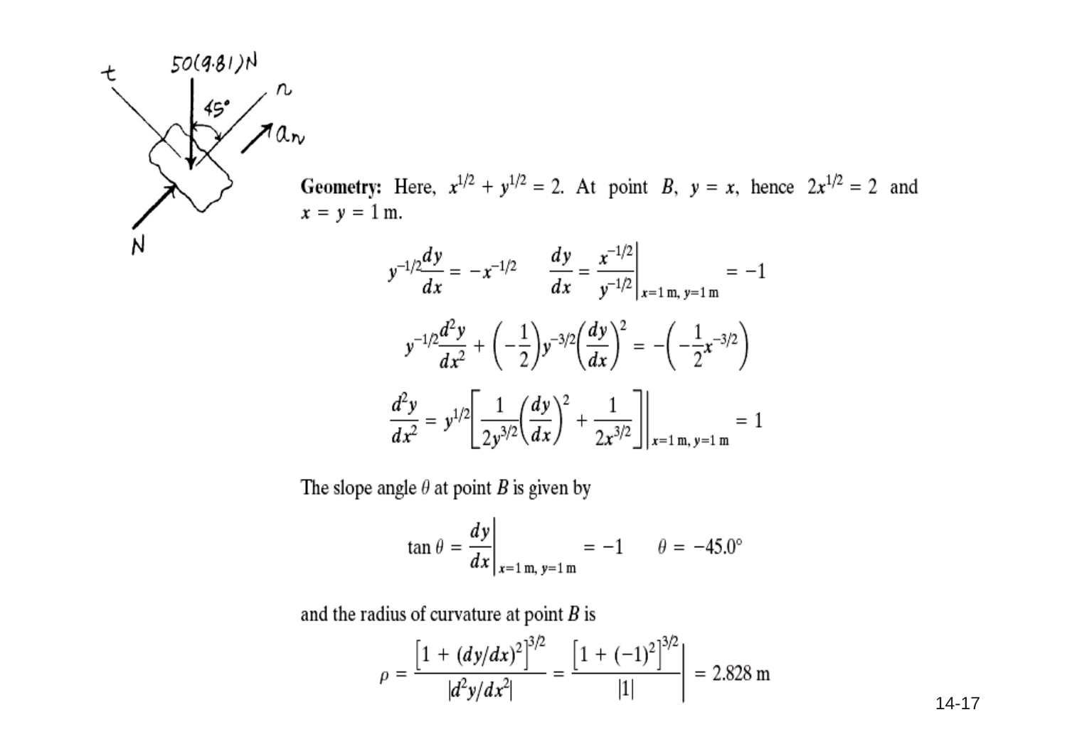**Geometry:** Here, $x^{1/2} + y^{1/2} = 2$. At point $B$, $y = x$, hence $2x^{1/2} = 2$ and $x = y = 1$ m.

$$y^{-1/2}\frac{dy}{dx} = -x^{-1/2} \qquad \frac{dy}{dx} = \left.\frac{x^{-1/2}}{y^{-1/2}}\right|_{x=1\text{ m},\, y=1\text{ m}} = -1$$

$$y^{-1/2}\frac{d^2y}{dx^2} + \left(-\frac{1}{2}\right)y^{-3/2}\left(\frac{dy}{dx}\right)^2 = -\left(-\frac{1}{2}x^{-3/2}\right)$$

$$\frac{d^2y}{dx^2} = y^{1/2}\left[\frac{1}{2y^{3/2}}\left(\frac{dy}{dx}\right)^2 + \frac{1}{2x^{3/2}}\right]\Bigg|_{x=1\text{ m},\, y=1\text{ m}} = 1$$

The slope angle $\theta$ at point $B$ is given by

$$\tan\theta = \left.\frac{dy}{dx}\right|_{x=1\text{ m},\, y=1\text{ m}} = -1 \qquad \theta = -45.0^\circ$$

and the radius of curvature at point $B$ is

$$\rho = \frac{\left[1 + (dy/dx)^2\right]^{3/2}}{|d^2y/dx^2|} = \left.\frac{\left[1 + (-1)^2\right]^{3/2}}{|1|}\right| = 2.828\text{ m}$$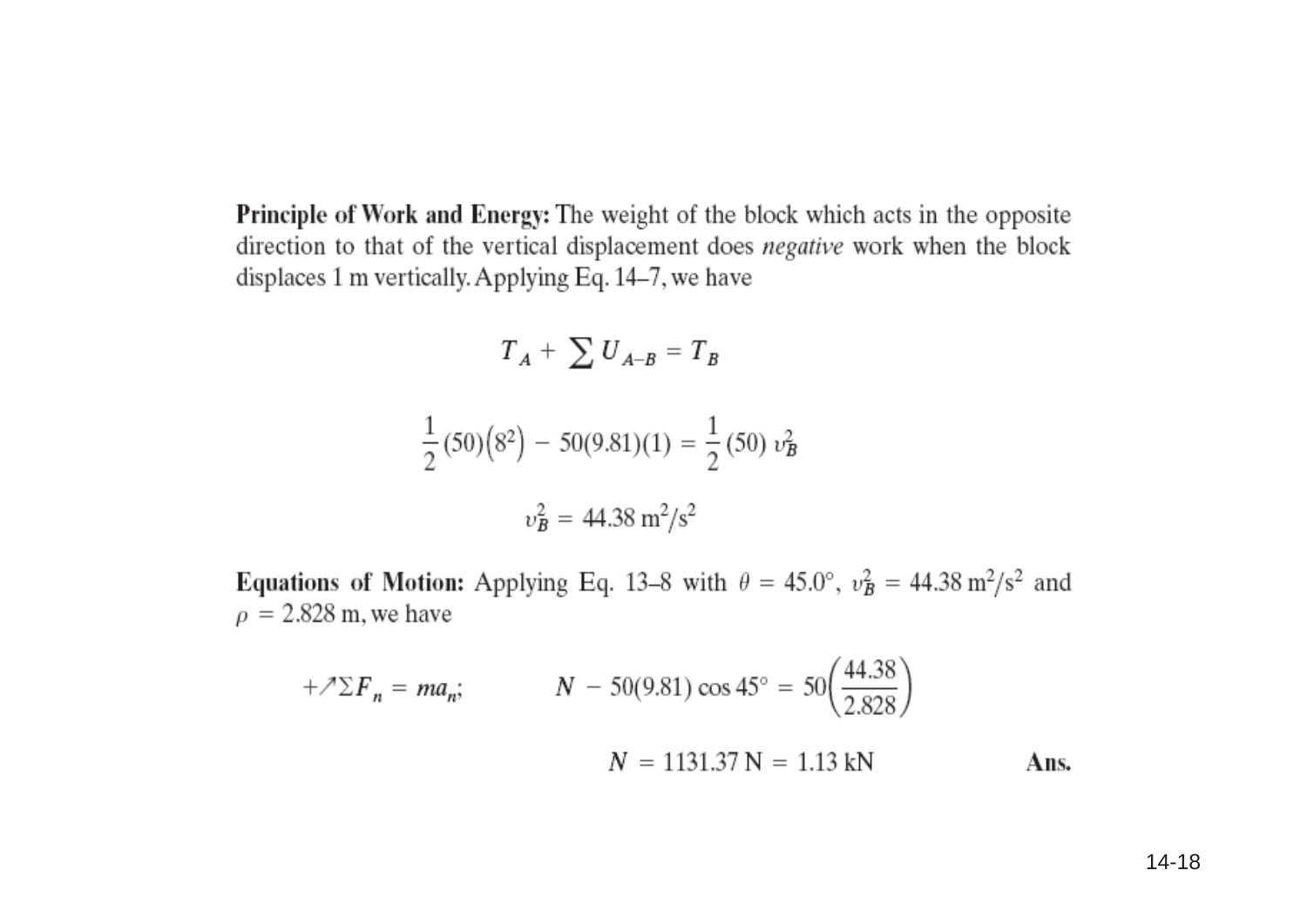**Principle of Work and Energy:** The weight of the block which acts in the opposite direction to that of the vertical displacement does *negative* work when the block displaces 1 m vertically. Applying Eq. 14–7, we have

$$T_A + \sum U_{A-B} = T_B$$

$$\frac{1}{2}(50)\left(8^2\right) - 50(9.81)(1) = \frac{1}{2}(50)\,v_B^2$$

$$v_B^2 = 44.38 \text{ m}^2/\text{s}^2$$

**Equations of Motion:** Applying Eq. 13–8 with $\theta = 45.0°$, $v_B^2 = 44.38 \text{ m}^2/\text{s}^2$ and $\rho = 2.828$ m, we have

$$+\nearrow \Sigma F_n = ma_n; \qquad N - 50(9.81)\cos 45° = 50\left(\frac{44.38}{2.828}\right)$$

$$N = 1131.37 \text{ N} = 1.13 \text{ kN} \qquad \textbf{Ans.}$$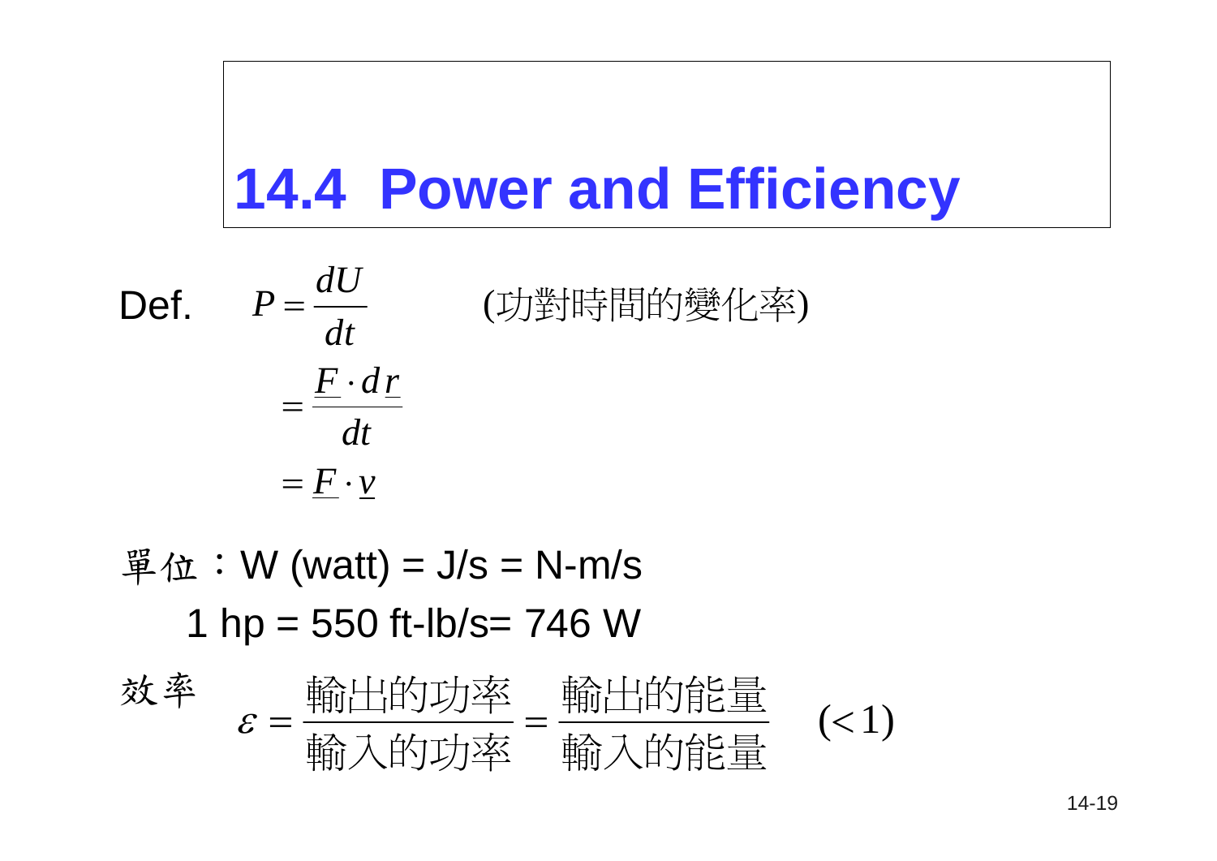# 14.4 Power and Efficiency

Def. $$P = \frac{dU}{dt} = \frac{\underline{F} \cdot d\underline{r}}{dt} = \underline{F} \cdot \underline{v}$$

(功對時間的變化率)

單位：W (watt) = J/s = N-m/s

1 hp = 550 ft-lb/s= 746 W

效率

$$\varepsilon = \frac{\text{輸出的功率}}{\text{輸入的功率}} = \frac{\text{輸出的能量}}{\text{輸入的能量}} \quad (<1)$$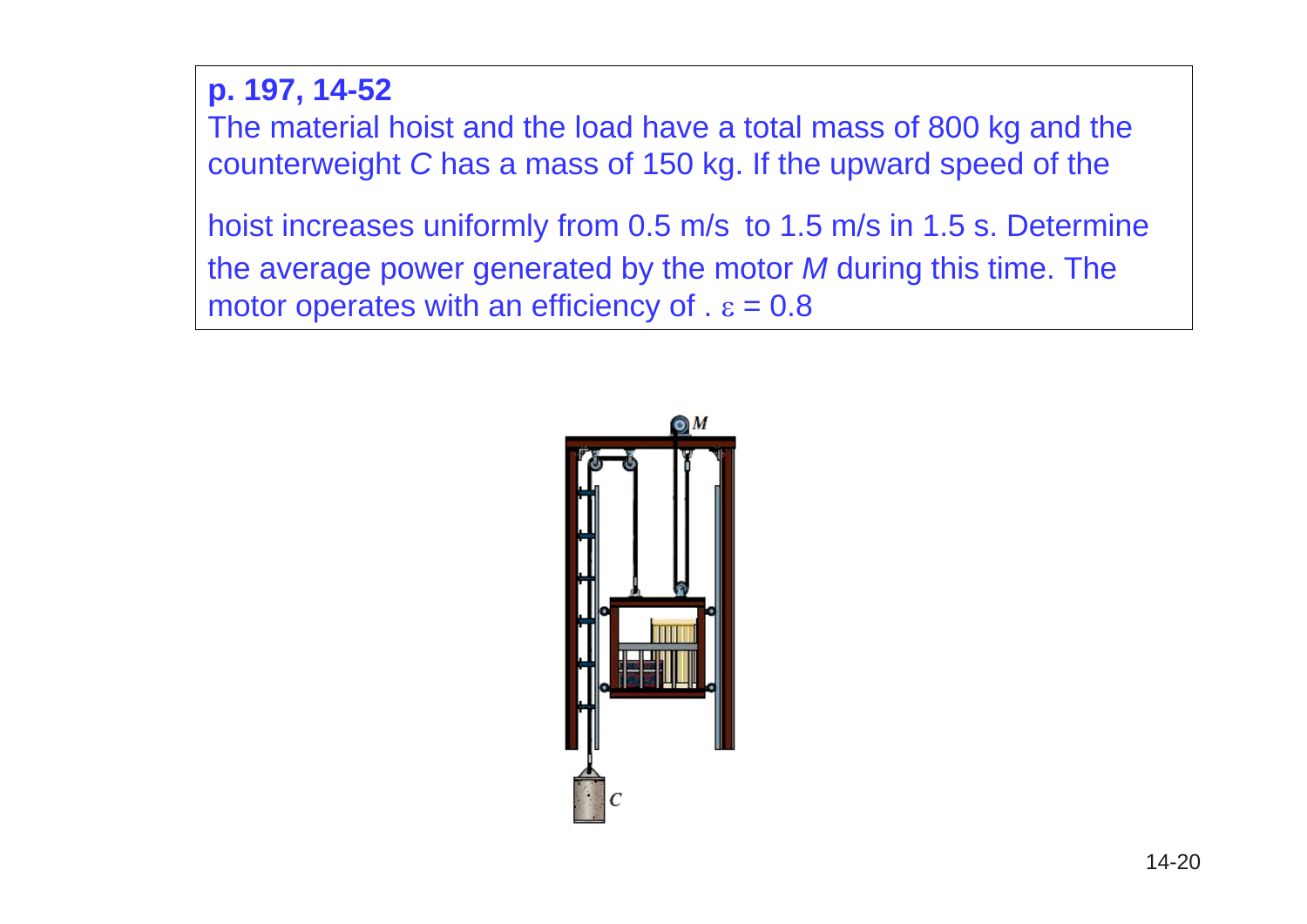**p. 197, 14-52**

The material hoist and the load have a total mass of 800 kg and the counterweight *C* has a mass of 150 kg. If the upward speed of the hoist increases uniformly from 0.5 m/s to 1.5 m/s in 1.5 s. Determine the average power generated by the motor *M* during this time. The motor operates with an efficiency of . $\varepsilon = 0.8$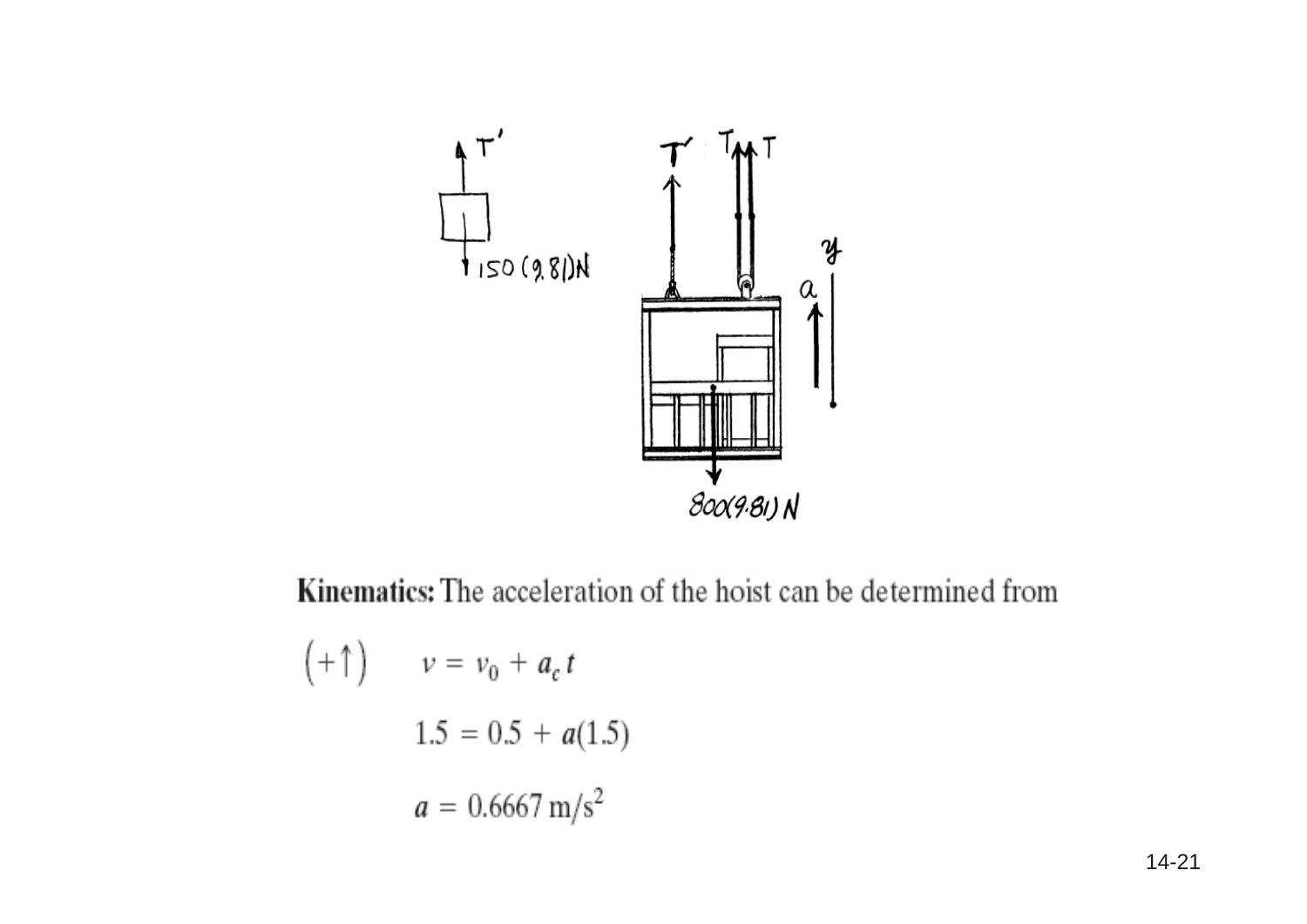**Kinematics:** The acceleration of the hoist can be determined from

$$(+\uparrow) \qquad v = v_0 + a_c t$$

$$1.5 = 0.5 + a(1.5)$$

$$a = 0.6667 \text{ m/s}^2$$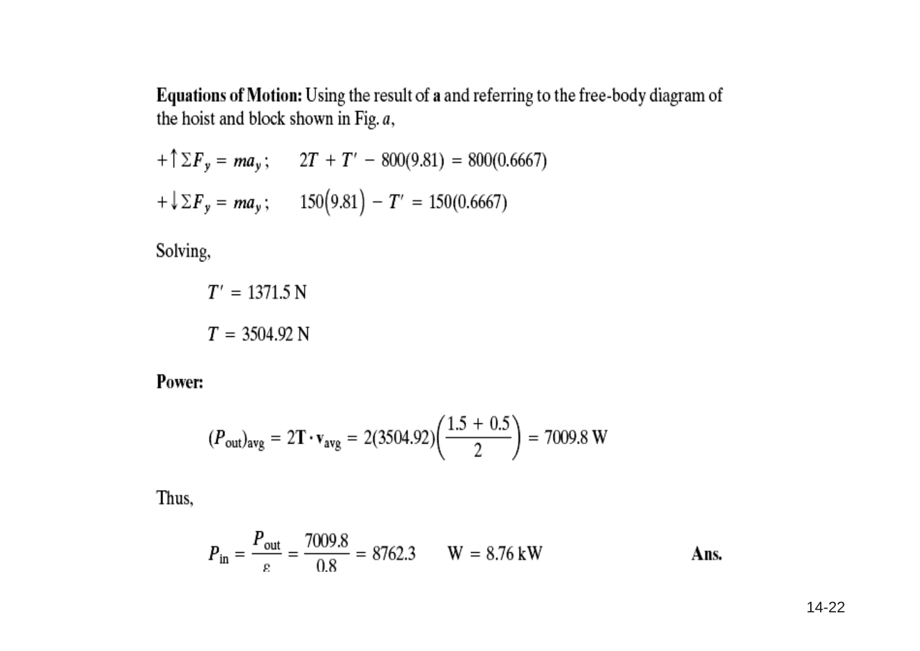**Equations of Motion:** Using the result of **a** and referring to the free-body diagram of the hoist and block shown in Fig. *a*,

$$+\uparrow \Sigma F_y = ma_y; \qquad 2T + T' - 800(9.81) = 800(0.6667)$$

$$+\downarrow \Sigma F_y = ma_y; \qquad 150(9.81) - T' = 150(0.6667)$$

Solving,

$$T' = 1371.5 \text{ N}$$

$$T = 3504.92 \text{ N}$$

**Power:**

$$(P_{\text{out}})_{\text{avg}} = 2\mathbf{T} \cdot \mathbf{v}_{\text{avg}} = 2(3504.92)\left(\frac{1.5 + 0.5}{2}\right) = 7009.8 \text{ W}$$

Thus,

$$P_{\text{in}} = \frac{P_{\text{out}}}{\varepsilon} = \frac{7009.8}{0.8} = 8762.3 \quad \text{W} = 8.76 \text{ kW} \qquad \textbf{Ans.}$$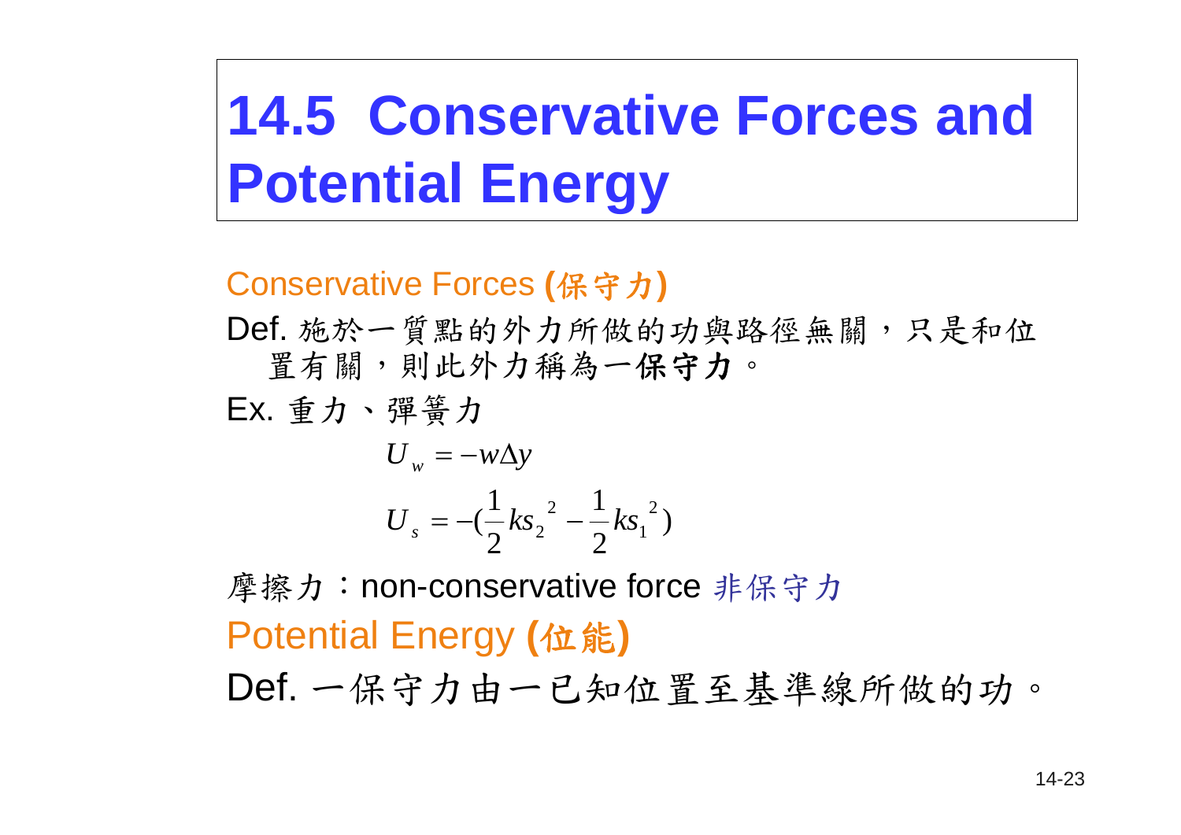# 14.5 Conservative Forces and Potential Energy

## Conservative Forces (保守力)

Def. 施於一質點的外力所做的功與路徑無關，只是和位置有關，則此外力稱為一**保守力**。

Ex. 重力、彈簧力

$$U_w = -w\Delta y$$

$$U_s = -(\frac{1}{2}ks_2^{\,2} - \frac{1}{2}ks_1^{\,2})$$

摩擦力：non-conservative force 非保守力

## Potential Energy (位能)

Def. 一保守力由一已知位置至基準線所做的功。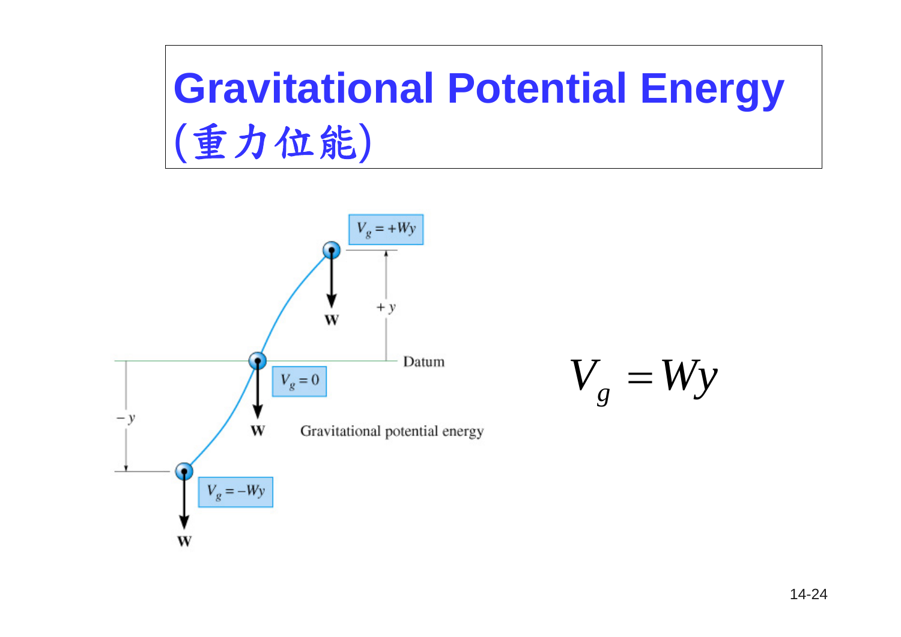# Gravitational Potential Energy (重力位能)

$V_g = +Wy$

$+y$

**W**

Datum

$V_g = 0$

**W**

$-y$

Gravitational potential energy

$V_g = -Wy$

**W**

$$V_g = Wy$$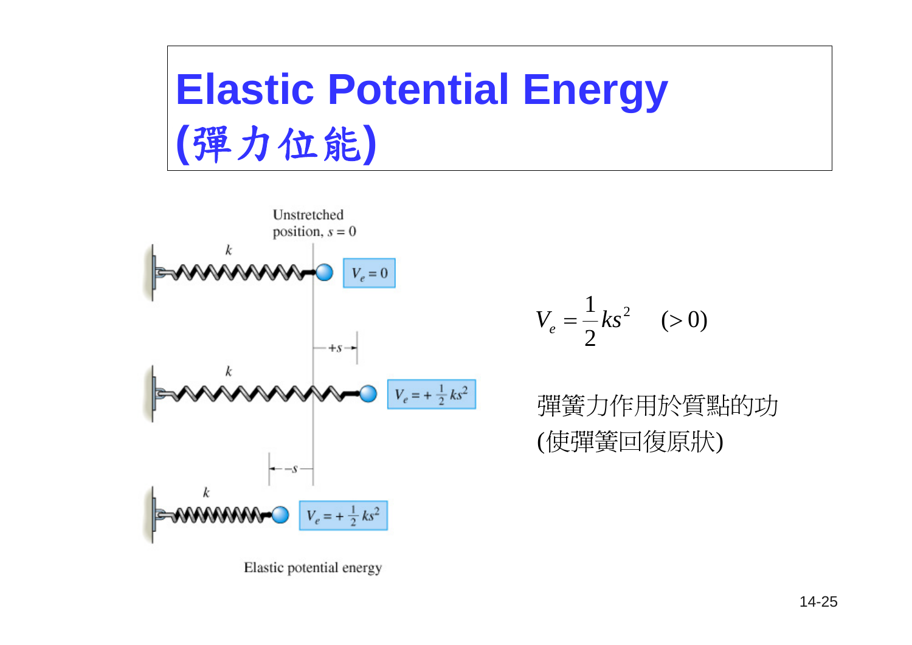# Elastic Potential Energy (彈力位能)

Unstretched position, $s = 0$

$k$ — $V_e = 0$

$+s$

$k$ — $V_e = +\frac{1}{2}ks^2$

$-s$

$k$ — $V_e = +\frac{1}{2}ks^2$

Elastic potential energy

$$V_e = \frac{1}{2}ks^2 \quad (>0)$$

彈簧力作用於質點的功
(使彈簧回復原狀)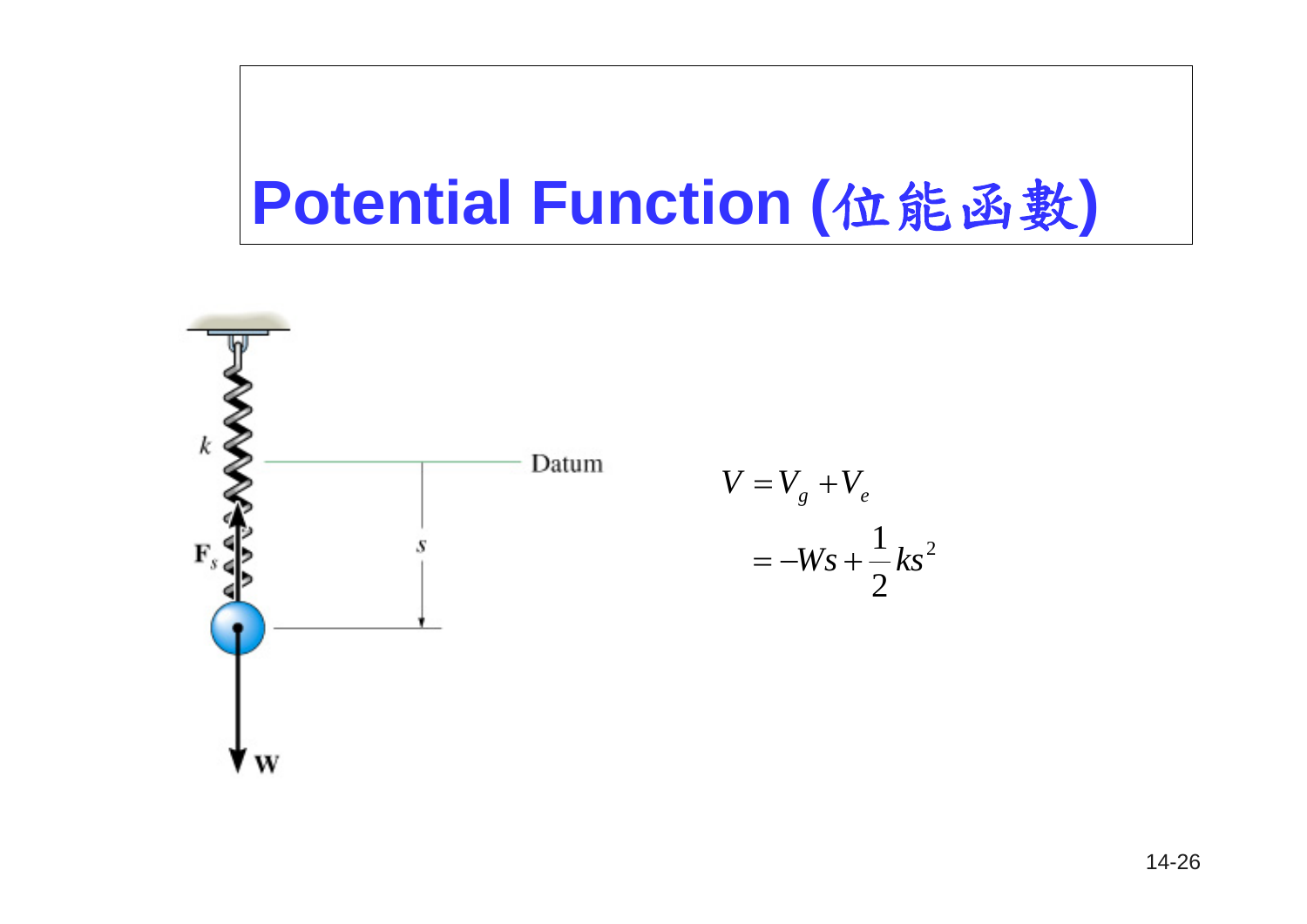# Potential Function (位能函數)

Datum

$$V = V_g + V_e$$
$$= -Ws + \frac{1}{2}ks^2$$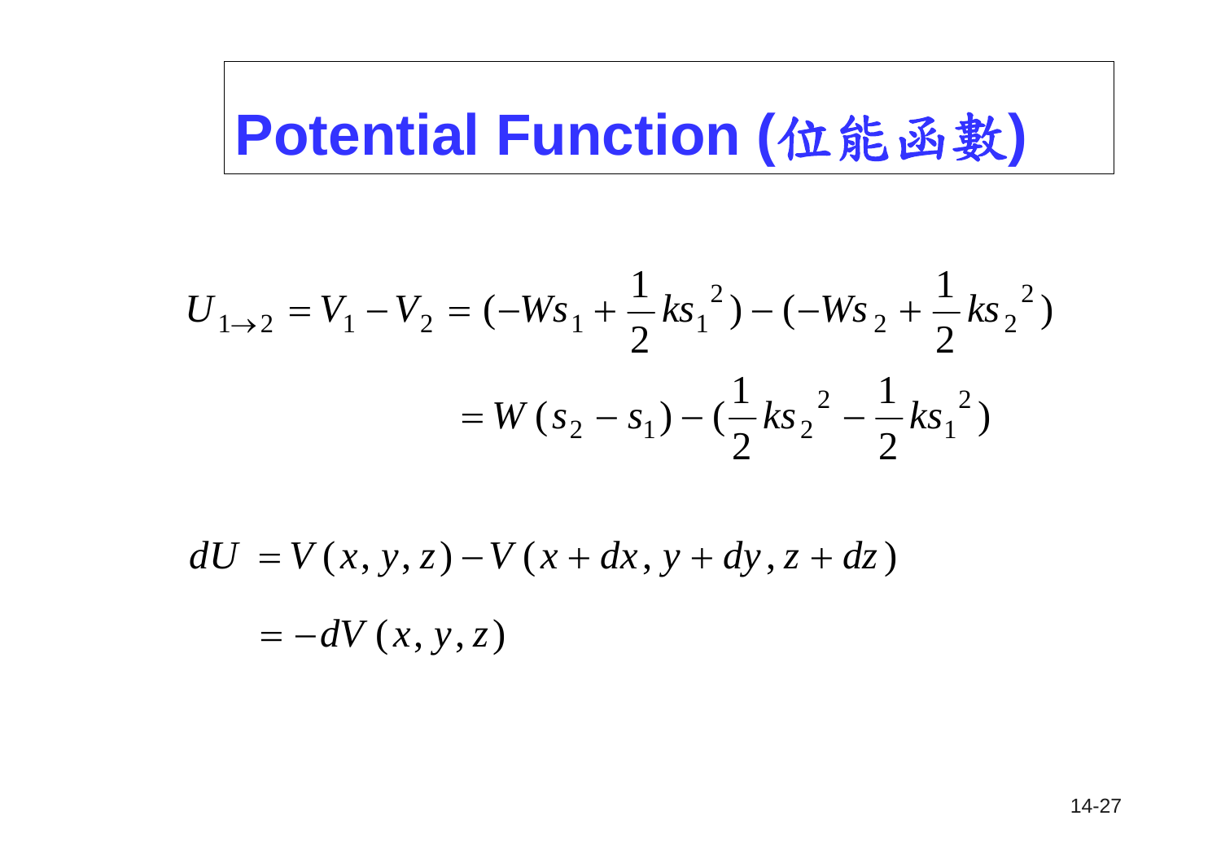# Potential Function (位能函數)

$$
U_{1\to 2} = V_1 - V_2 = (-Ws_1 + \frac{1}{2}ks_1{}^2) - (-Ws_2 + \frac{1}{2}ks_2{}^2)
$$

$$
= W(s_2 - s_1) - (\frac{1}{2}ks_2{}^2 - \frac{1}{2}ks_1{}^2)
$$

$$
dU = V(x, y, z) - V(x + dx, y + dy, z + dz)
$$

$$
= -dV(x, y, z)
$$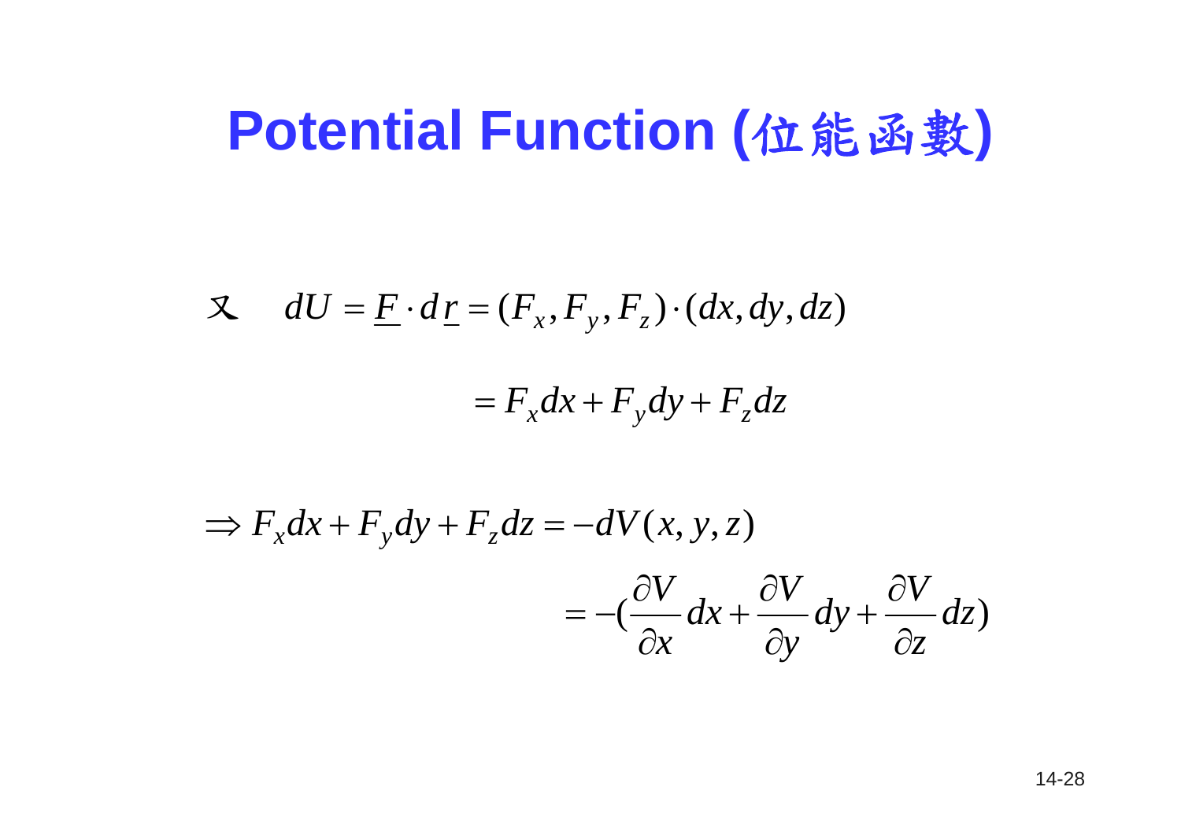# Potential Function (位能函數)

又 $dU = \underline{F} \cdot d\underline{r} = (F_x, F_y, F_z) \cdot (dx, dy, dz)$

$$= F_x dx + F_y dy + F_z dz$$

$$\Rightarrow F_x dx + F_y dy + F_z dz = -dV(x, y, z)$$

$$= -(\frac{\partial V}{\partial x} dx + \frac{\partial V}{\partial y} dy + \frac{\partial V}{\partial z} dz)$$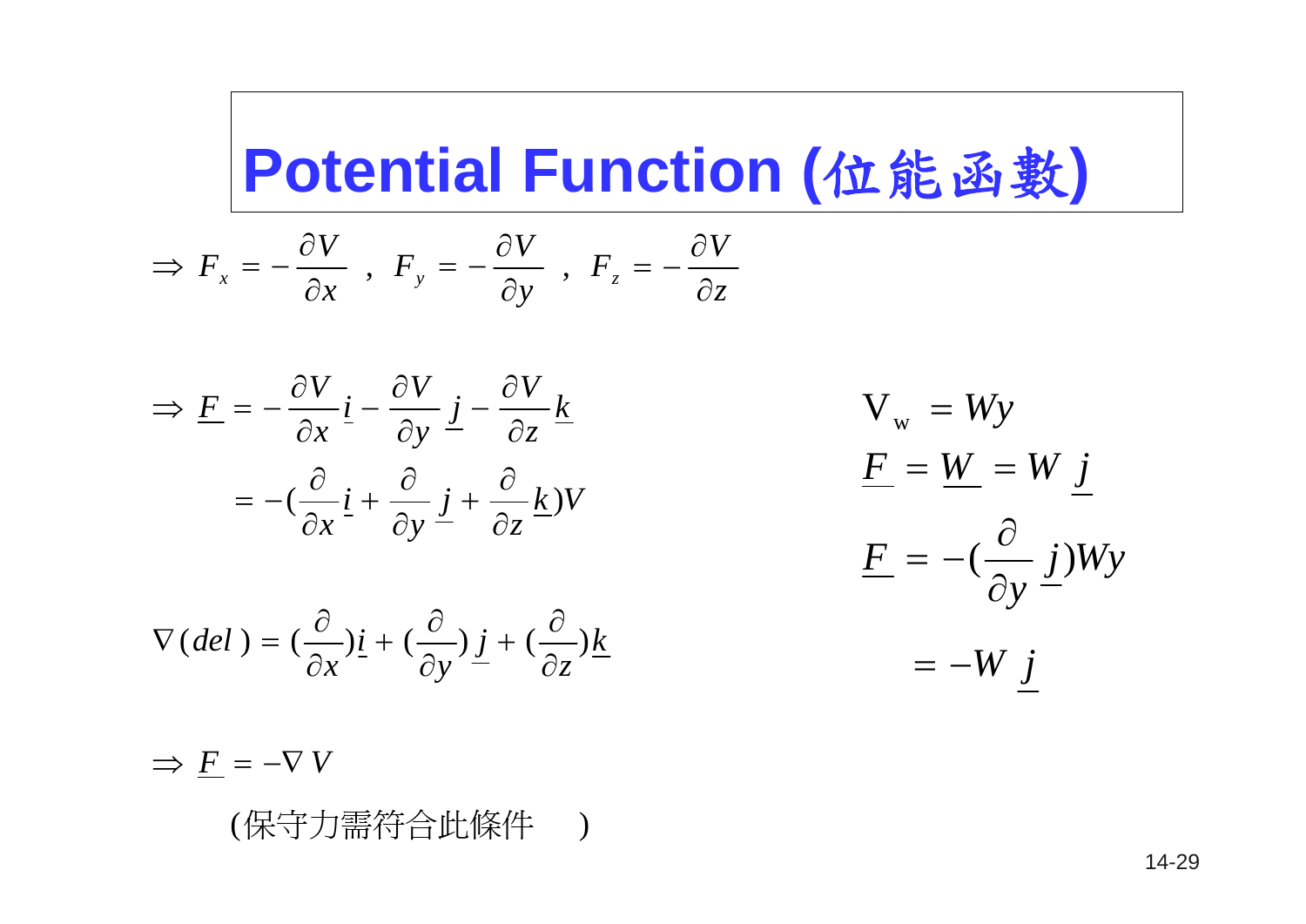# Potential Function (位能函數)

$$\Rightarrow F_x = -\frac{\partial V}{\partial x} \;,\; F_y = -\frac{\partial V}{\partial y} \;,\; F_z = -\frac{\partial V}{\partial z}$$

$$\Rightarrow \underline{F} = -\frac{\partial V}{\partial x}\underline{i} - \frac{\partial V}{\partial y}\underline{j} - \frac{\partial V}{\partial z}\underline{k}$$

$$= -\left(\frac{\partial}{\partial x}\underline{i} + \frac{\partial}{\partial y}\underline{j} + \frac{\partial}{\partial z}\underline{k}\right)V$$

$$\nabla(del) = \left(\frac{\partial}{\partial x}\right)\underline{i} + \left(\frac{\partial}{\partial y}\right)\underline{j} + \left(\frac{\partial}{\partial z}\right)\underline{k}$$

$$\Rightarrow \underline{F} = -\nabla V$$

(保守力需符合此條件 )

$$V_w = Wy$$

$$\underline{F} = \underline{W} = W\,\underline{j}$$

$$\underline{F} = -\left(\frac{\partial}{\partial y}\underline{j}\right)Wy$$

$$= -W\,\underline{j}$$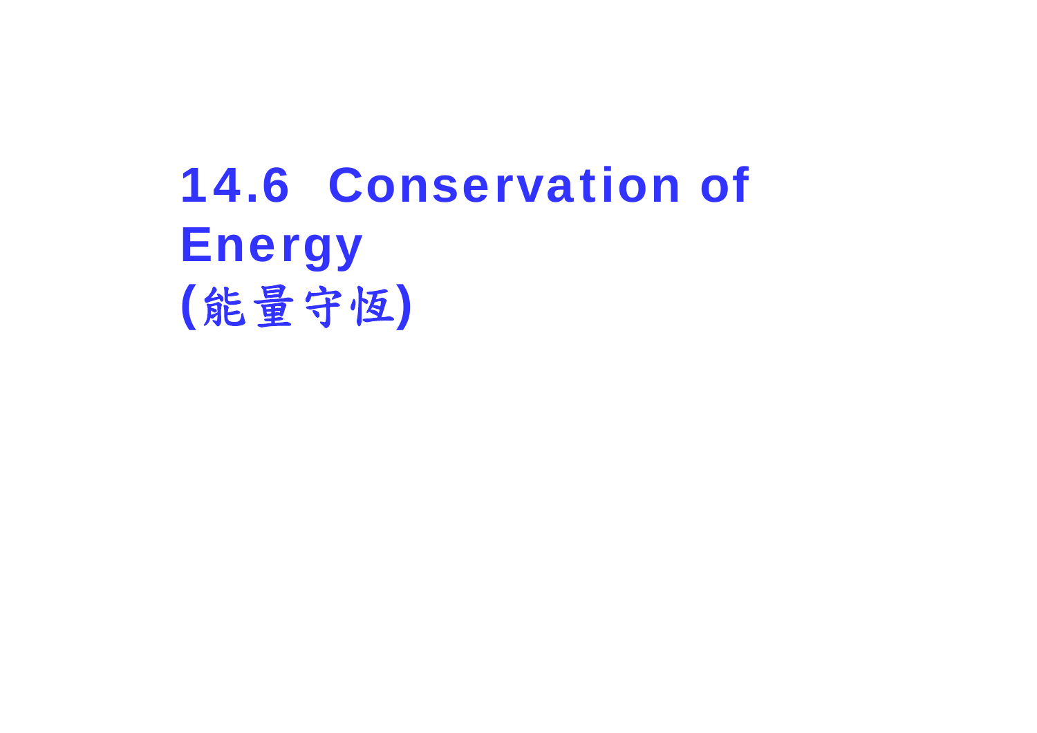# 14.6 Conservation of Energy (能量守恆)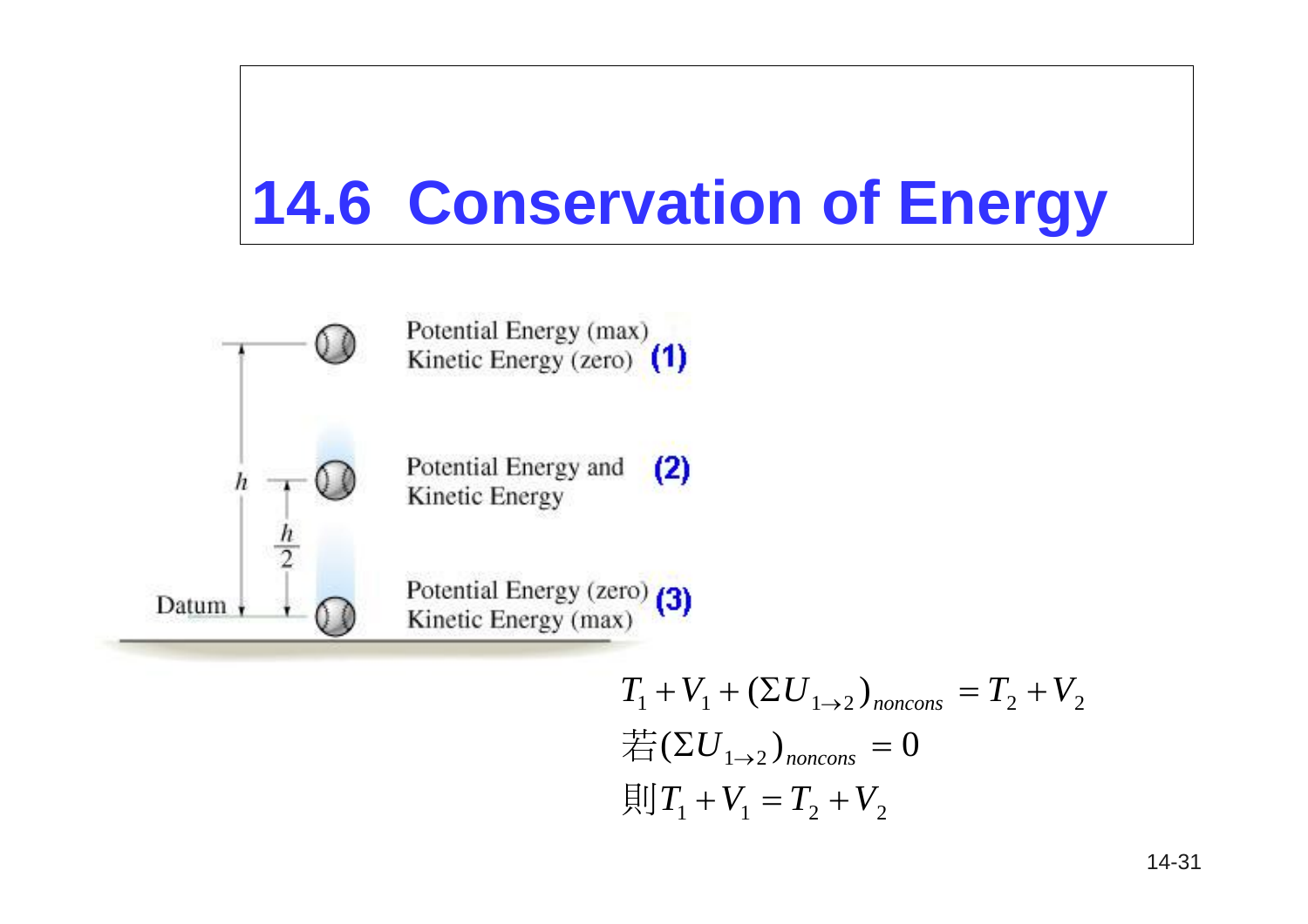# 14.6 Conservation of Energy

Potential Energy (max)
Kinetic Energy (zero) **(1)**

Potential Energy and
Kinetic Energy **(2)**

Potential Energy (zero)
Kinetic Energy (max) **(3)**

$h$, $\frac{h}{2}$, Datum

$$T_1 + V_1 + (\Sigma U_{1\rightarrow 2})_{noncons} = T_2 + V_2$$

$$若(\Sigma U_{1\rightarrow 2})_{noncons} = 0$$

$$則 T_1 + V_1 = T_2 + V_2$$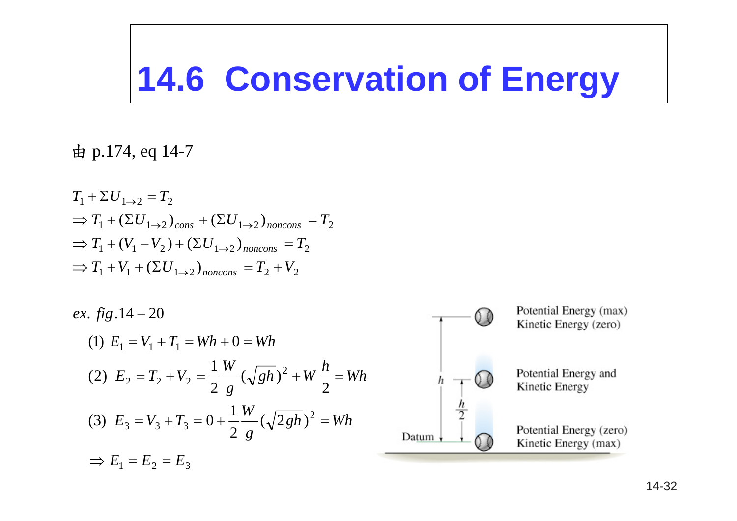# 14.6 Conservation of Energy

由 p.174, eq 14-7

$$T_1 + \Sigma U_{1\to 2} = T_2$$
$$\Rightarrow T_1 + (\Sigma U_{1\to 2})_{cons} + (\Sigma U_{1\to 2})_{noncons} = T_2$$
$$\Rightarrow T_1 + (V_1 - V_2) + (\Sigma U_{1\to 2})_{noncons} = T_2$$
$$\Rightarrow T_1 + V_1 + (\Sigma U_{1\to 2})_{noncons} = T_2 + V_2$$

*ex. fig*.14 – 20

(1) $E_1 = V_1 + T_1 = Wh + 0 = Wh$

(2) $E_2 = T_2 + V_2 = \dfrac{1}{2}\dfrac{W}{g}(\sqrt{gh})^2 + W\dfrac{h}{2} = Wh$

(3) $E_3 = V_3 + T_3 = 0 + \dfrac{1}{2}\dfrac{W}{g}(\sqrt{2gh})^2 = Wh$

$\Rightarrow E_1 = E_2 = E_3$

Potential Energy (max)
Kinetic Energy (zero)

Potential Energy and
Kinetic Energy

Potential Energy (zero)
Kinetic Energy (max)

$h$, $\frac{h}{2}$, Datum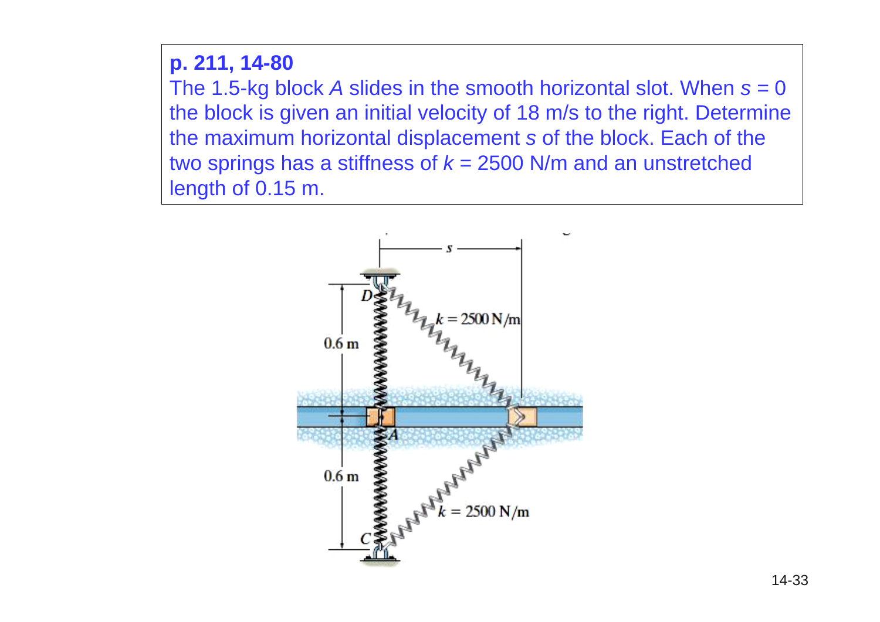**p. 211, 14-80**

The 1.5-kg block *A* slides in the smooth horizontal slot. When $s = 0$ the block is given an initial velocity of 18 m/s to the right. Determine the maximum horizontal displacement $s$ of the block. Each of the two springs has a stiffness of $k = 2500$ N/m and an unstretched length of 0.15 m.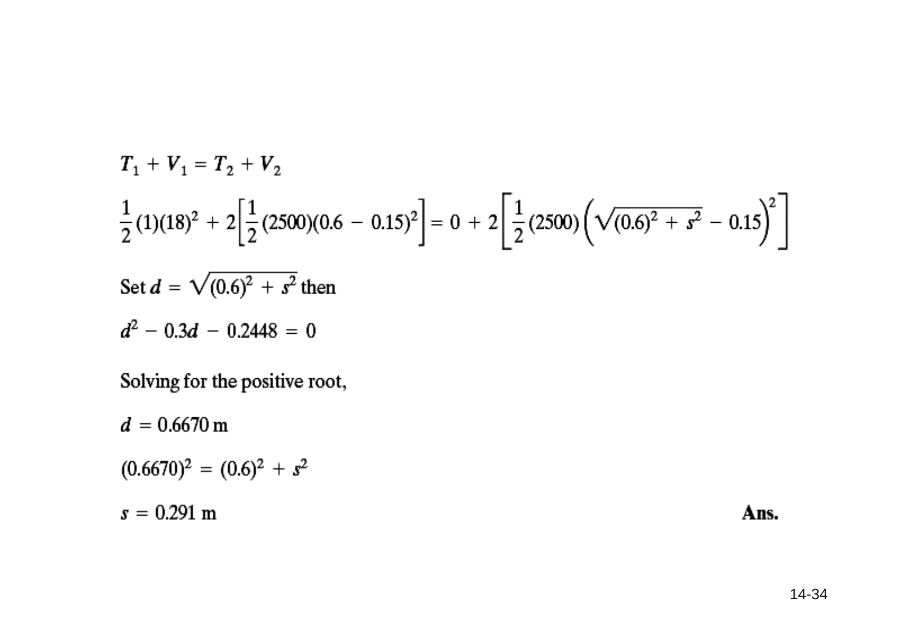$$T_1 + V_1 = T_2 + V_2$$

$$\frac{1}{2}(1)(18)^2 + 2\left[\frac{1}{2}(2500)(0.6 - 0.15)^2\right] = 0 + 2\left[\frac{1}{2}(2500)\left(\sqrt{(0.6)^2 + s^2} - 0.15\right)^2\right]$$

Set $d = \sqrt{(0.6)^2 + s^2}$ then

$$d^2 - 0.3d - 0.2448 = 0$$

Solving for the positive root,

$$d = 0.6670 \text{ m}$$

$$(0.6670)^2 = (0.6)^2 + s^2$$

$$s = 0.291 \text{ m}$$ **Ans.**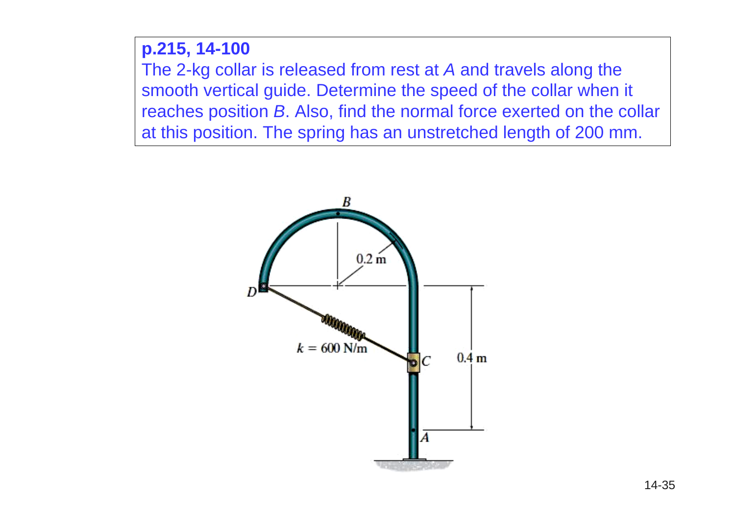**p.215, 14-100**

The 2-kg collar is released from rest at *A* and travels along the smooth vertical guide. Determine the speed of the collar when it reaches position *B*. Also, find the normal force exerted on the collar at this position. The spring has an unstretched length of 200 mm.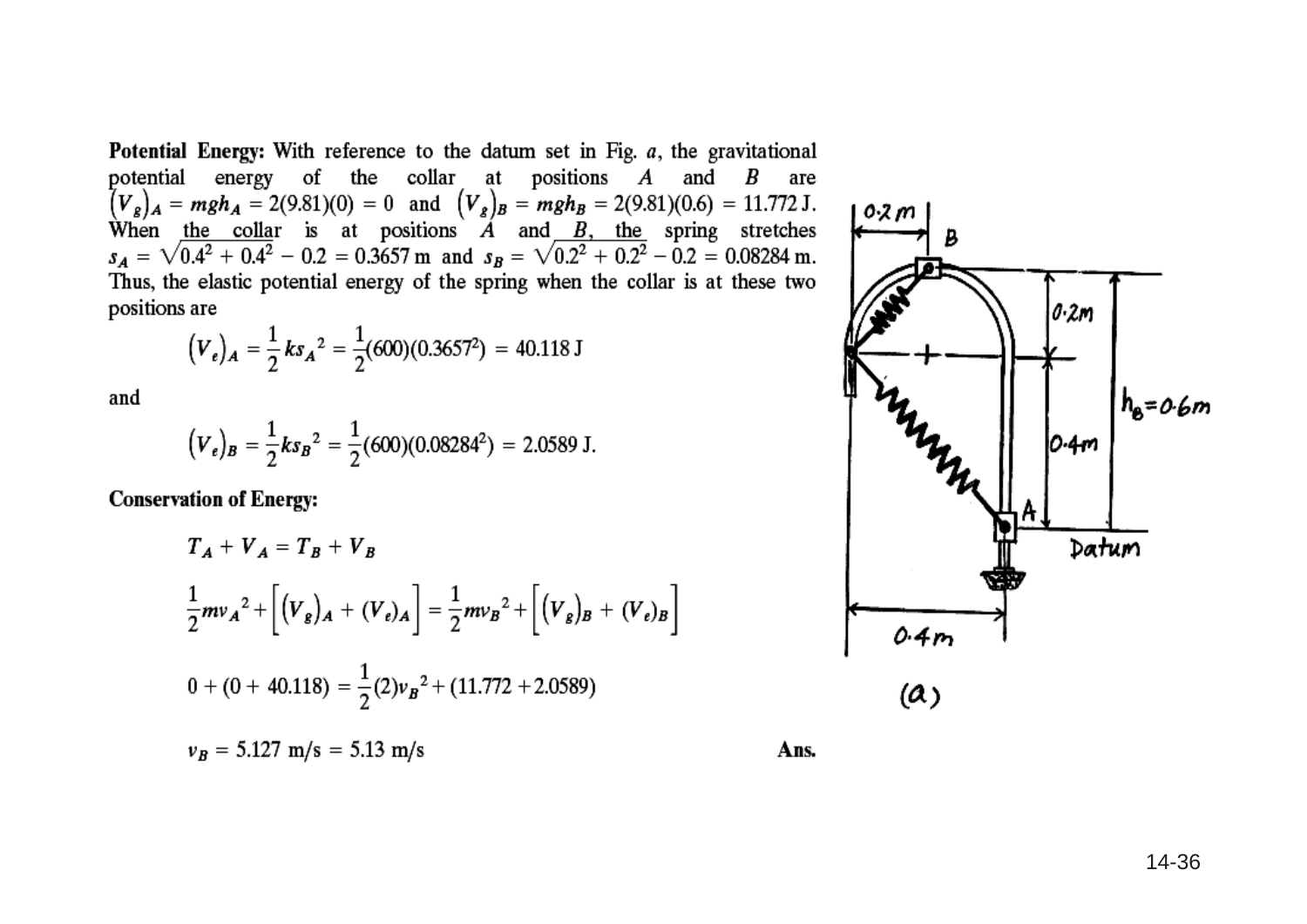**Potential Energy:** With reference to the datum set in Fig. *a*, the gravitational potential energy of the collar at positions $A$ and $B$ are $\left(V_g\right)_A = mgh_A = 2(9.81)(0) = 0$ and $\left(V_g\right)_B = mgh_B = 2(9.81)(0.6) = 11.772$ J. When the collar is at positions $A$ and $B$, the spring stretches $s_A = \sqrt{0.4^2 + 0.4^2} - 0.2 = 0.3657$ m and $s_B = \sqrt{0.2^2 + 0.2^2} - 0.2 = 0.08284$ m. Thus, the elastic potential energy of the spring when the collar is at these two positions are

$$\left(V_e\right)_A = \frac{1}{2}ks_A^2 = \frac{1}{2}(600)(0.3657^2) = 40.118 \text{ J}$$

and

$$\left(V_e\right)_B = \frac{1}{2}ks_B^2 = \frac{1}{2}(600)(0.08284^2) = 2.0589 \text{ J.}$$

**Conservation of Energy:**

$$T_A + V_A = T_B + V_B$$

$$\frac{1}{2}mv_A^2 + \left[\left(V_g\right)_A + (V_e)_A\right] = \frac{1}{2}mv_B^2 + \left[\left(V_g\right)_B + (V_e)_B\right]$$

$$0 + (0 + 40.118) = \frac{1}{2}(2)v_B^2 + (11.772 + 2.0589)$$

$$v_B = 5.127 \text{ m/s} = 5.13 \text{ m/s} \qquad \textbf{Ans.}$$

(a)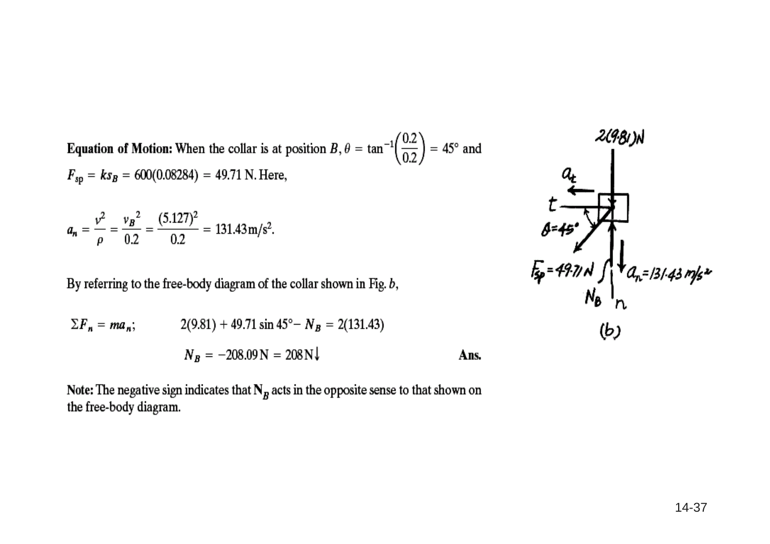**Equation of Motion:** When the collar is at position $B$, $\theta = \tan^{-1}\left(\frac{0.2}{0.2}\right) = 45°$ and $F_{sp} = ks_B = 600(0.08284) = 49.71$ N. Here,

$$a_n = \frac{v^2}{\rho} = \frac{v_B{}^2}{0.2} = \frac{(5.127)^2}{0.2} = 131.43 \text{ m/s}^2.$$

By referring to the free-body diagram of the collar shown in Fig. *b*,

$$\Sigma F_n = ma_n; \qquad 2(9.81) + 49.71 \sin 45° - N_B = 2(131.43)$$

$$N_B = -208.09 \text{ N} = 208 \text{ N}\downarrow \qquad \textbf{Ans.}$$

**Note:** The negative sign indicates that $\mathbf{N}_B$ acts in the opposite sense to that shown on the free-body diagram.

2(9.81) N

$a_t$

$t$

$\theta = 45°$

$F_{sp} = 49.71$ N

$N_B$

$a_n = 131.43$ m/s²

$n$

(b)